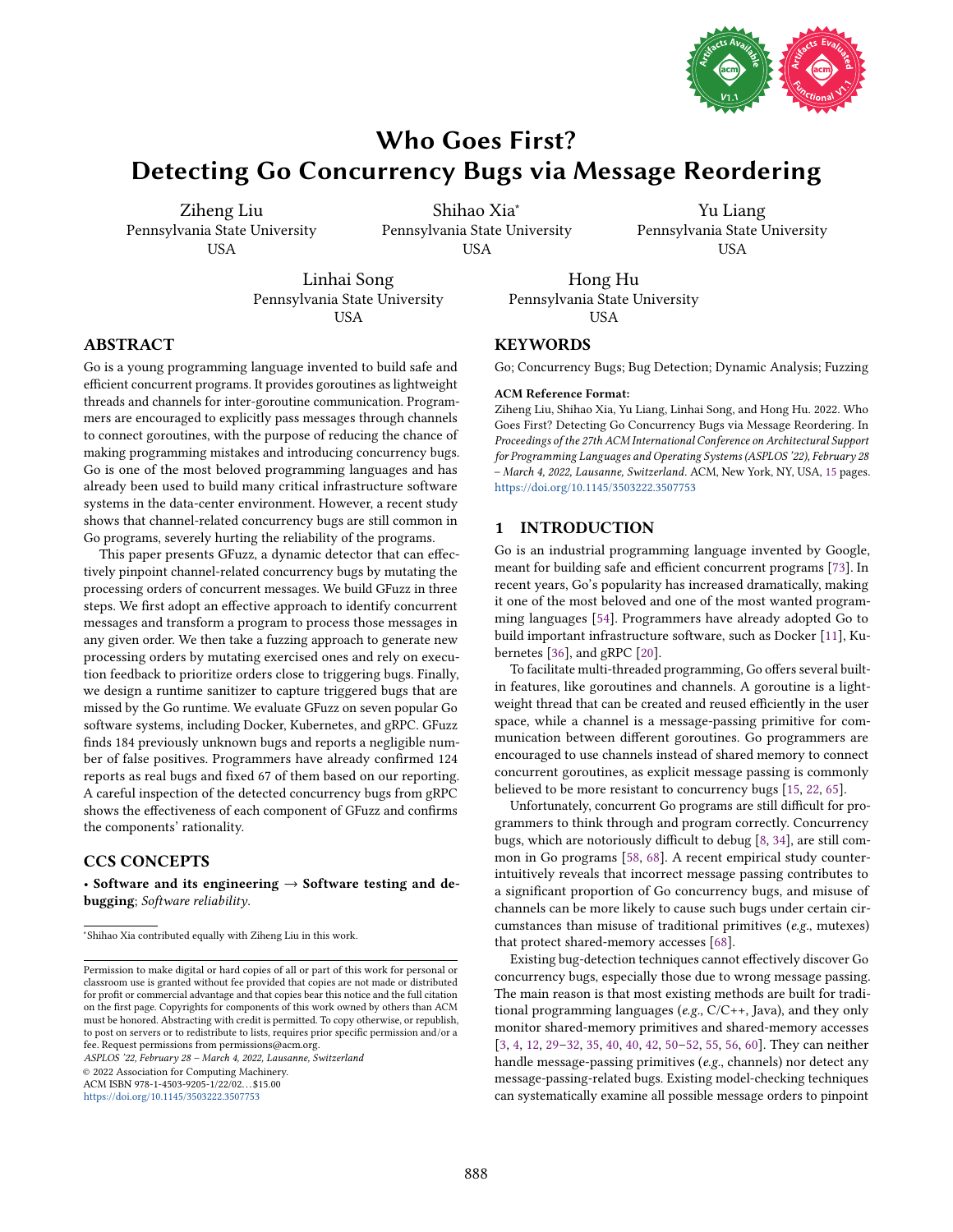# Who Goes First? Detecting Go Concurrency Bugs via Message Reordering

Ziheng Liu
Pennsylvania State University
USA

Shihao Xia*
Pennsylvania State University
USA

Yu Liang
Pennsylvania State University
USA

Linhai Song
Pennsylvania State University
USA

Hong Hu
Pennsylvania State University
USA

## ABSTRACT

Go is a young programming language invented to build safe and efficient concurrent programs. It provides goroutines as lightweight threads and channels for inter-goroutine communication. Programmers are encouraged to explicitly pass messages through channels to connect goroutines, with the purpose of reducing the chance of making programming mistakes and introducing concurrency bugs. Go is one of the most beloved programming languages and has already been used to build many critical infrastructure software systems in the data-center environment. However, a recent study shows that channel-related concurrency bugs are still common in Go programs, severely hurting the reliability of the programs.

This paper presents GFuzz, a dynamic detector that can effectively pinpoint channel-related concurrency bugs by mutating the processing orders of concurrent messages. We build GFuzz in three steps. We first adopt an effective approach to identify concurrent messages and transform a program to process those messages in any given order. We then take a fuzzing approach to generate new processing orders by mutating exercised ones and rely on execution feedback to prioritize orders close to triggering bugs. Finally, we design a runtime sanitizer to capture triggered bugs that are missed by the Go runtime. We evaluate GFuzz on seven popular Go software systems, including Docker, Kubernetes, and gRPC. GFuzz finds 184 previously unknown bugs and reports a negligible number of false positives. Programmers have already confirmed 124 reports as real bugs and fixed 67 of them based on our reporting. A careful inspection of the detected concurrency bugs from gRPC shows the effectiveness of each component of GFuzz and confirms the components' rationality.

## CCS CONCEPTS

• **Software and its engineering** → **Software testing and debugging**; *Software reliability*.

*Shihao Xia contributed equally with Ziheng Liu in this work.

Permission to make digital or hard copies of all or part of this work for personal or classroom use is granted without fee provided that copies are not made or distributed for profit or commercial advantage and that copies bear this notice and the full citation on the first page. Copyrights for components of this work owned by others than ACM must be honored. Abstracting with credit is permitted. To copy otherwise, or republish, to post on servers or to redistribute to lists, requires prior specific permission and/or a fee. Request permissions from permissions@acm.org.
*ASPLOS '22, February 28 – March 4, 2022, Lausanne, Switzerland*
© 2022 Association for Computing Machinery.
ACM ISBN 978-1-4503-9205-1/22/02...$15.00
https://doi.org/10.1145/3503222.3507753

## KEYWORDS

Go; Concurrency Bugs; Bug Detection; Dynamic Analysis; Fuzzing

**ACM Reference Format:**
Ziheng Liu, Shihao Xia, Yu Liang, Linhai Song, and Hong Hu. 2022. Who Goes First? Detecting Go Concurrency Bugs via Message Reordering. In *Proceedings of the 27th ACM International Conference on Architectural Support for Programming Languages and Operating Systems (ASPLOS '22), February 28 – March 4, 2022, Lausanne, Switzerland.* ACM, New York, NY, USA, 15 pages. https://doi.org/10.1145/3503222.3507753

## 1 INTRODUCTION

Go is an industrial programming language invented by Google, meant for building safe and efficient concurrent programs [73]. In recent years, Go's popularity has increased dramatically, making it one of the most beloved and one of the most wanted programming languages [54]. Programmers have already adopted Go to build important infrastructure software, such as Docker [11], Kubernetes [36], and gRPC [20].

To facilitate multi-threaded programming, Go offers several built-in features, like goroutines and channels. A goroutine is a lightweight thread that can be created and reused efficiently in the user space, while a channel is a message-passing primitive for communication between different goroutines. Go programmers are encouraged to use channels instead of shared memory to connect concurrent goroutines, as explicit message passing is commonly believed to be more resistant to concurrency bugs [15, 22, 65].

Unfortunately, concurrent Go programs are still difficult for programmers to think through and program correctly. Concurrency bugs, which are notoriously difficult to debug [8, 34], are still common in Go programs [58, 68]. A recent empirical study counter-intuitively reveals that incorrect message passing contributes to a significant proportion of Go concurrency bugs, and misuse of channels can be more likely to cause such bugs under certain circumstances than misuse of traditional primitives (*e.g.*, mutexes) that protect shared-memory accesses [68].

Existing bug-detection techniques cannot effectively discover Go concurrency bugs, especially those due to wrong message passing. The main reason is that most existing methods are built for traditional programming languages (*e.g.*, C/C++, Java), and they only monitor shared-memory primitives and shared-memory accesses [3, 4, 12, 29–32, 35, 40, 40, 42, 50–52, 55, 56, 60]. They can neither handle message-passing primitives (*e.g.*, channels) nor detect any message-passing-related bugs. Existing model-checking techniques can systematically examine all possible message orders to pinpoint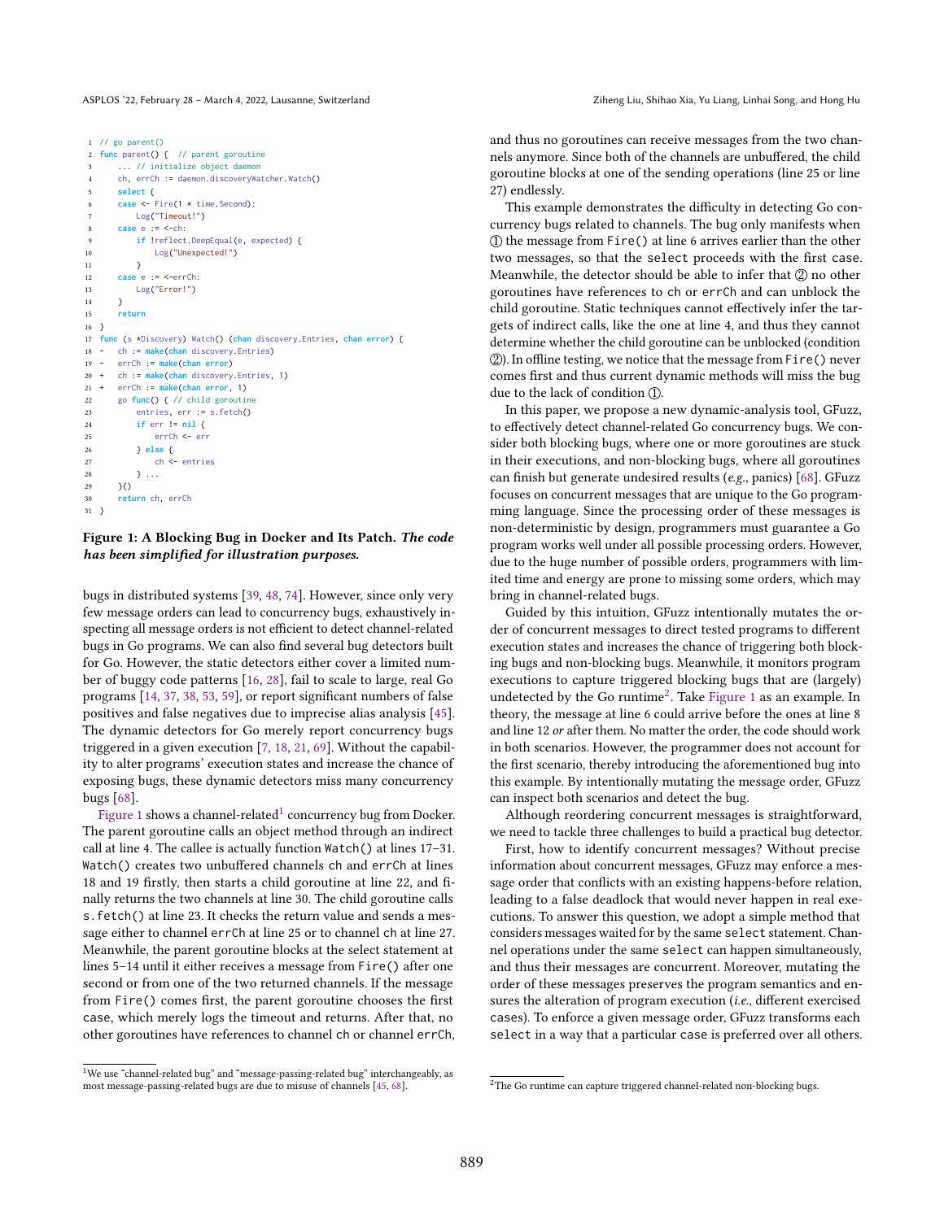```go
1  // go parent()
2  func parent() {  // parent goroutine
3      ... // initialize object daemon
4      ch, errCh := daemon.discoveryWatcher.Watch()
5      select {
6      case <- Fire(1 * time.Second):
7          Log("Timeout!")
8      case e := <-ch:
9          if !reflect.DeepEqual(e, expected) {
10             Log("Unexpected!")
11         }
12     case e := <-errCh:
13         Log("Error!")
14     }
15     return
16 }
17 func (s *Discovery) Watch() (chan discovery.Entries, chan error) {
18 -   ch := make(chan discovery.Entries)
19 -   errCh := make(chan error)
20 +   ch := make(chan discovery.Entries, 1)
21 +   errCh := make(chan error, 1)
22     go func() { // child goroutine
23         entries, err := s.fetch()
24         if err != nil {
25             errCh <- err
26         } else {
27             ch <- entries
28         } ...
29     }()
30     return ch, errCh
31 }
```

**Figure 1: A Blocking Bug in Docker and Its Patch.** ***The code has been simplified for illustration purposes.***

bugs in distributed systems [39, 48, 74]. However, since only very few message orders can lead to concurrency bugs, exhaustively inspecting all message orders is not efficient to detect channel-related bugs in Go programs. We can also find several bug detectors built for Go. However, the static detectors either cover a limited number of buggy code patterns [16, 28], fail to scale to large, real Go programs [14, 37, 38, 53, 59], or report significant numbers of false positives and false negatives due to imprecise alias analysis [45]. The dynamic detectors for Go merely report concurrency bugs triggered in a given execution [7, 18, 21, 69]. Without the capability to alter programs' execution states and increase the chance of exposing bugs, these dynamic detectors miss many concurrency bugs [68].

Figure 1 shows a channel-related[1] concurrency bug from Docker. The parent goroutine calls an object method through an indirect call at line 4. The callee is actually function `Watch()` at lines 17–31. `Watch()` creates two unbuffered channels `ch` and `errCh` at lines 18 and 19 firstly, then starts a child goroutine at line 22, and finally returns the two channels at line 30. The child goroutine calls `s.fetch()` at line 23. It checks the return value and sends a message either to channel `errCh` at line 25 or to channel `ch` at line 27. Meanwhile, the parent goroutine blocks at the select statement at lines 5–14 until it either receives a message from `Fire()` after one second or from one of the two returned channels. If the message from `Fire()` comes first, the parent goroutine chooses the first `case`, which merely logs the timeout and returns. After that, no other goroutines have references to channel `ch` or channel `errCh`, and thus no goroutines can receive messages from the two channels anymore. Since both of the channels are unbuffered, the child goroutine blocks at one of the sending operations (line 25 or line 27) endlessly.

This example demonstrates the difficulty in detecting Go concurrency bugs related to channels. The bug only manifests when ① the message from `Fire()` at line 6 arrives earlier than the other two messages, so that the `select` proceeds with the first `case`. Meanwhile, the detector should be able to infer that ② no other goroutines have references to `ch` or `errCh` and can unblock the child goroutine. Static techniques cannot effectively infer the targets of indirect calls, like the one at line 4, and thus they cannot determine whether the child goroutine can be unblocked (condition ②). In offline testing, we notice that the message from `Fire()` never comes first and thus current dynamic methods will miss the bug due to the lack of condition ①.

In this paper, we propose a new dynamic-analysis tool, GFuzz, to effectively detect channel-related Go concurrency bugs. We consider both blocking bugs, where one or more goroutines are stuck in their executions, and non-blocking bugs, where all goroutines can finish but generate undesired results (*e.g.*, panics) [68]. GFuzz focuses on concurrent messages that are unique to the Go programming language. Since the processing order of these messages is non-deterministic by design, programmers must guarantee a Go program works well under all possible processing orders. However, due to the huge number of possible orders, programmers with limited time and energy are prone to missing some orders, which may bring in channel-related bugs.

Guided by this intuition, GFuzz intentionally mutates the order of concurrent messages to direct tested programs to different execution states and increases the chance of triggering both blocking bugs and non-blocking bugs. Meanwhile, it monitors program executions to capture triggered blocking bugs that are (largely) undetected by the Go runtime[2]. Take Figure 1 as an example. In theory, the message at line 6 could arrive before the ones at line 8 and line 12 *or* after them. No matter the order, the code should work in both scenarios. However, the programmer does not account for the first scenario, thereby introducing the aforementioned bug into this example. By intentionally mutating the message order, GFuzz can inspect both scenarios and detect the bug.

Although reordering concurrent messages is straightforward, we need to tackle three challenges to build a practical bug detector.

First, how to identify concurrent messages? Without precise information about concurrent messages, GFuzz may enforce a message order that conflicts with an existing happens-before relation, leading to a false deadlock that would never happen in real executions. To answer this question, we adopt a simple method that considers messages waited for by the same `select` statement. Channel operations under the same `select` can happen simultaneously, and thus their messages are concurrent. Moreover, mutating the order of these messages preserves the program semantics and ensures the alteration of program execution (*i.e.*, different exercised `case`s). To enforce a given message order, GFuzz transforms each `select` in a way that a particular `case` is preferred over all others.

[1] We use "channel-related bug" and "message-passing-related bug" interchangeably, as most message-passing-related bugs are due to misuse of channels [45, 68].

[2] The Go runtime can capture triggered channel-related non-blocking bugs.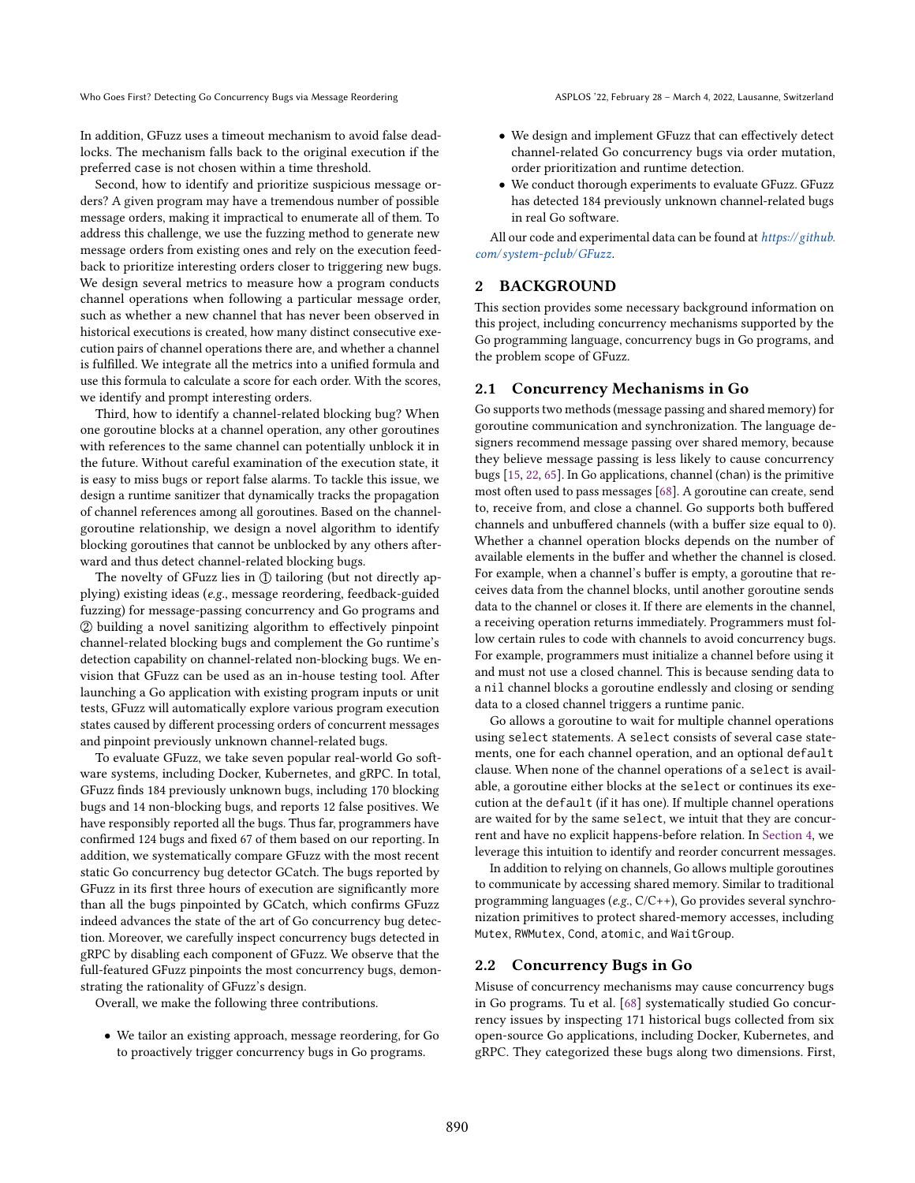In addition, GFuzz uses a timeout mechanism to avoid false deadlocks. The mechanism falls back to the original execution if the preferred case is not chosen within a time threshold.

Second, how to identify and prioritize suspicious message orders? A given program may have a tremendous number of possible message orders, making it impractical to enumerate all of them. To address this challenge, we use the fuzzing method to generate new message orders from existing ones and rely on the execution feedback to prioritize interesting orders closer to triggering new bugs. We design several metrics to measure how a program conducts channel operations when following a particular message order, such as whether a new channel that has never been observed in historical executions is created, how many distinct consecutive execution pairs of channel operations there are, and whether a channel is fulfilled. We integrate all the metrics into a unified formula and use this formula to calculate a score for each order. With the scores, we identify and prompt interesting orders.

Third, how to identify a channel-related blocking bug? When one goroutine blocks at a channel operation, any other goroutines with references to the same channel can potentially unblock it in the future. Without careful examination of the execution state, it is easy to miss bugs or report false alarms. To tackle this issue, we design a runtime sanitizer that dynamically tracks the propagation of channel references among all goroutines. Based on the channel-goroutine relationship, we design a novel algorithm to identify blocking goroutines that cannot be unblocked by any others afterward and thus detect channel-related blocking bugs.

The novelty of GFuzz lies in ① tailoring (but not directly applying) existing ideas (*e.g.*, message reordering, feedback-guided fuzzing) for message-passing concurrency and Go programs and ② building a novel sanitizing algorithm to effectively pinpoint channel-related blocking bugs and complement the Go runtime's detection capability on channel-related non-blocking bugs. We envision that GFuzz can be used as an in-house testing tool. After launching a Go application with existing program inputs or unit tests, GFuzz will automatically explore various program execution states caused by different processing orders of concurrent messages and pinpoint previously unknown channel-related bugs.

To evaluate GFuzz, we take seven popular real-world Go software systems, including Docker, Kubernetes, and gRPC. In total, GFuzz finds 184 previously unknown bugs, including 170 blocking bugs and 14 non-blocking bugs, and reports 12 false positives. We have responsibly reported all the bugs. Thus far, programmers have confirmed 124 bugs and fixed 67 of them based on our reporting. In addition, we systematically compare GFuzz with the most recent static Go concurrency bug detector GCatch. The bugs reported by GFuzz in its first three hours of execution are significantly more than all the bugs pinpointed by GCatch, which confirms GFuzz indeed advances the state of the art of Go concurrency bug detection. Moreover, we carefully inspect concurrency bugs detected in gRPC by disabling each component of GFuzz. We observe that the full-featured GFuzz pinpoints the most concurrency bugs, demonstrating the rationality of GFuzz's design.

Overall, we make the following three contributions.

- We tailor an existing approach, message reordering, for Go to proactively trigger concurrency bugs in Go programs.
- We design and implement GFuzz that can effectively detect channel-related Go concurrency bugs via order mutation, order prioritization and runtime detection.
- We conduct thorough experiments to evaluate GFuzz. GFuzz has detected 184 previously unknown channel-related bugs in real Go software.

All our code and experimental data can be found at *https://github.com/system-pclub/GFuzz*.

## 2 BACKGROUND

This section provides some necessary background information on this project, including concurrency mechanisms supported by the Go programming language, concurrency bugs in Go programs, and the problem scope of GFuzz.

### 2.1 Concurrency Mechanisms in Go

Go supports two methods (message passing and shared memory) for goroutine communication and synchronization. The language designers recommend message passing over shared memory, because they believe message passing is less likely to cause concurrency bugs [15, 22, 65]. In Go applications, channel (chan) is the primitive most often used to pass messages [68]. A goroutine can create, send to, receive from, and close a channel. Go supports both buffered channels and unbuffered channels (with a buffer size equal to 0). Whether a channel operation blocks depends on the number of available elements in the buffer and whether the channel is closed. For example, when a channel's buffer is empty, a goroutine that receives data from the channel blocks, until another goroutine sends data to the channel or closes it. If there are elements in the channel, a receiving operation returns immediately. Programmers must follow certain rules to code with channels to avoid concurrency bugs. For example, programmers must initialize a channel before using it and must not use a closed channel. This is because sending data to a nil channel blocks a goroutine endlessly and closing or sending data to a closed channel triggers a runtime panic.

Go allows a goroutine to wait for multiple channel operations using select statements. A select consists of several case statements, one for each channel operation, and an optional default clause. When none of the channel operations of a select is available, a goroutine either blocks at the select or continues its execution at the default (if it has one). If multiple channel operations are waited for by the same select, we intuit that they are concurrent and have no explicit happens-before relation. In Section 4, we leverage this intuition to identify and reorder concurrent messages.

In addition to relying on channels, Go allows multiple goroutines to communicate by accessing shared memory. Similar to traditional programming languages (*e.g.*, C/C++), Go provides several synchronization primitives to protect shared-memory accesses, including Mutex, RWMutex, Cond, atomic, and WaitGroup.

### 2.2 Concurrency Bugs in Go

Misuse of concurrency mechanisms may cause concurrency bugs in Go programs. Tu et al. [68] systematically studied Go concurrency issues by inspecting 171 historical bugs collected from six open-source Go applications, including Docker, Kubernetes, and gRPC. They categorized these bugs along two dimensions. First,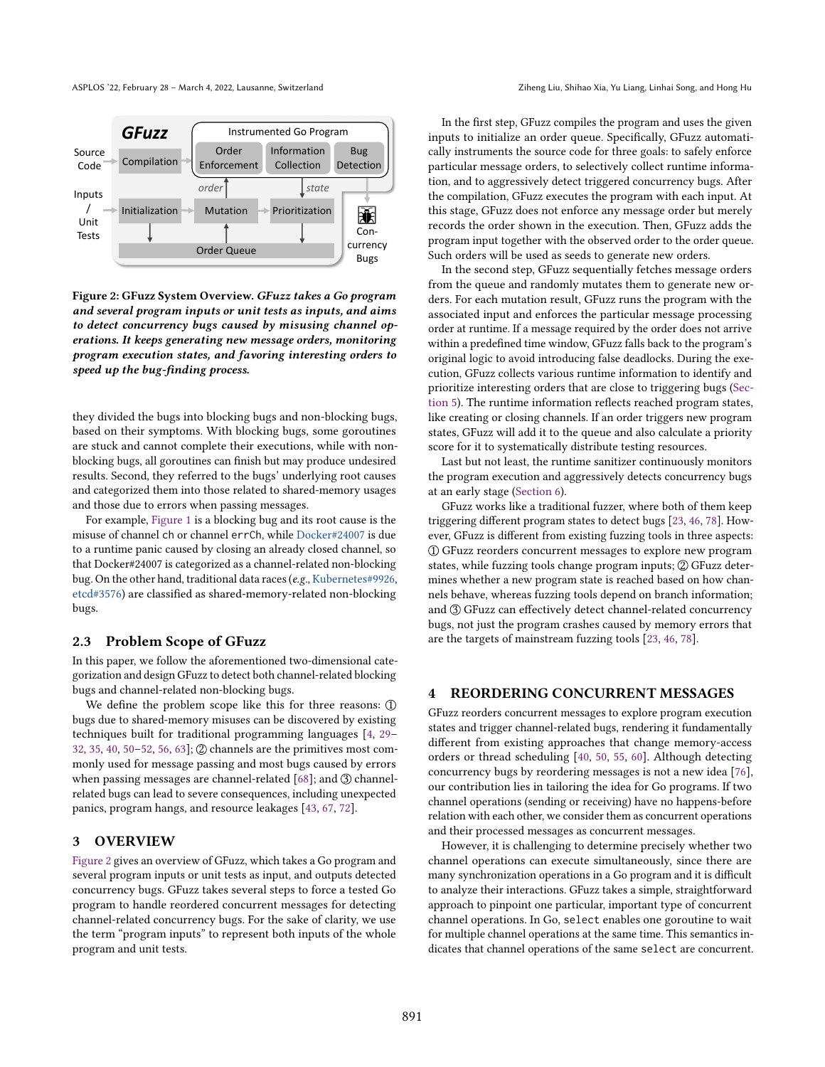Figure 2: GFuzz System Overview. *GFuzz takes a Go program and several program inputs or unit tests as inputs, and aims to detect concurrency bugs caused by misusing channel operations. It keeps generating new message orders, monitoring program execution states, and favoring interesting orders to speed up the bug-finding process.*

they divided the bugs into blocking bugs and non-blocking bugs, based on their symptoms. With blocking bugs, some goroutines are stuck and cannot complete their executions, while with non-blocking bugs, all goroutines can finish but may produce undesired results. Second, they referred to the bugs' underlying root causes and categorized them into those related to shared-memory usages and those due to errors when passing messages.

For example, Figure 1 is a blocking bug and its root cause is the misuse of channel `ch` or channel `errCh`, while Docker#24007 is due to a runtime panic caused by closing an already closed channel, so that Docker#24007 is categorized as a channel-related non-blocking bug. On the other hand, traditional data races (*e.g.*, Kubernetes#9926, etcd#3576) are classified as shared-memory-related non-blocking bugs.

## 2.3 Problem Scope of GFuzz

In this paper, we follow the aforementioned two-dimensional categorization and design GFuzz to detect both channel-related blocking bugs and channel-related non-blocking bugs.

We define the problem scope like this for three reasons: ① bugs due to shared-memory misuses can be discovered by existing techniques built for traditional programming languages [4, 29–32, 35, 40, 50–52, 56, 63]; ② channels are the primitives most commonly used for message passing and most bugs caused by errors when passing messages are channel-related [68]; and ③ channel-related bugs can lead to severe consequences, including unexpected panics, program hangs, and resource leakages [43, 67, 72].

# 3 OVERVIEW

Figure 2 gives an overview of GFuzz, which takes a Go program and several program inputs or unit tests as input, and outputs detected concurrency bugs. GFuzz takes several steps to force a tested Go program to handle reordered concurrent messages for detecting channel-related concurrency bugs. For the sake of clarity, we use the term "program inputs" to represent both inputs of the whole program and unit tests.

In the first step, GFuzz compiles the program and uses the given inputs to initialize an order queue. Specifically, GFuzz automatically instruments the source code for three goals: to safely enforce particular message orders, to selectively collect runtime information, and to aggressively detect triggered concurrency bugs. After the compilation, GFuzz executes the program with each input. At this stage, GFuzz does not enforce any message order but merely records the order shown in the execution. Then, GFuzz adds the program input together with the observed order to the order queue. Such orders will be used as seeds to generate new orders.

In the second step, GFuzz sequentially fetches message orders from the queue and randomly mutates them to generate new orders. For each mutation result, GFuzz runs the program with the associated input and enforces the particular message processing order at runtime. If a message required by the order does not arrive within a predefined time window, GFuzz falls back to the program's original logic to avoid introducing false deadlocks. During the execution, GFuzz collects various runtime information to identify and prioritize interesting orders that are close to triggering bugs (Section 5). The runtime information reflects reached program states, like creating or closing channels. If an order triggers new program states, GFuzz will add it to the queue and also calculate a priority score for it to systematically distribute testing resources.

Last but not least, the runtime sanitizer continuously monitors the program execution and aggressively detects concurrency bugs at an early stage (Section 6).

GFuzz works like a traditional fuzzer, where both of them keep triggering different program states to detect bugs [23, 46, 78]. However, GFuzz is different from existing fuzzing tools in three aspects: ① GFuzz reorders concurrent messages to explore new program states, while fuzzing tools change program inputs; ② GFuzz determines whether a new program state is reached based on how channels behave, whereas fuzzing tools depend on branch information; and ③ GFuzz can effectively detect channel-related concurrency bugs, not just the program crashes caused by memory errors that are the targets of mainstream fuzzing tools [23, 46, 78].

# 4 REORDERING CONCURRENT MESSAGES

GFuzz reorders concurrent messages to explore program execution states and trigger channel-related bugs, rendering it fundamentally different from existing approaches that change memory-access orders or thread scheduling [40, 50, 55, 60]. Although detecting concurrency bugs by reordering messages is not a new idea [76], our contribution lies in tailoring the idea for Go programs. If two channel operations (sending or receiving) have no happens-before relation with each other, we consider them as concurrent operations and their processed messages as concurrent messages.

However, it is challenging to determine precisely whether two channel operations can execute simultaneously, since there are many synchronization operations in a Go program and it is difficult to analyze their interactions. GFuzz takes a simple, straightforward approach to pinpoint one particular, important type of concurrent channel operations. In Go, `select` enables one goroutine to wait for multiple channel operations at the same time. This semantics indicates that channel operations of the same `select` are concurrent.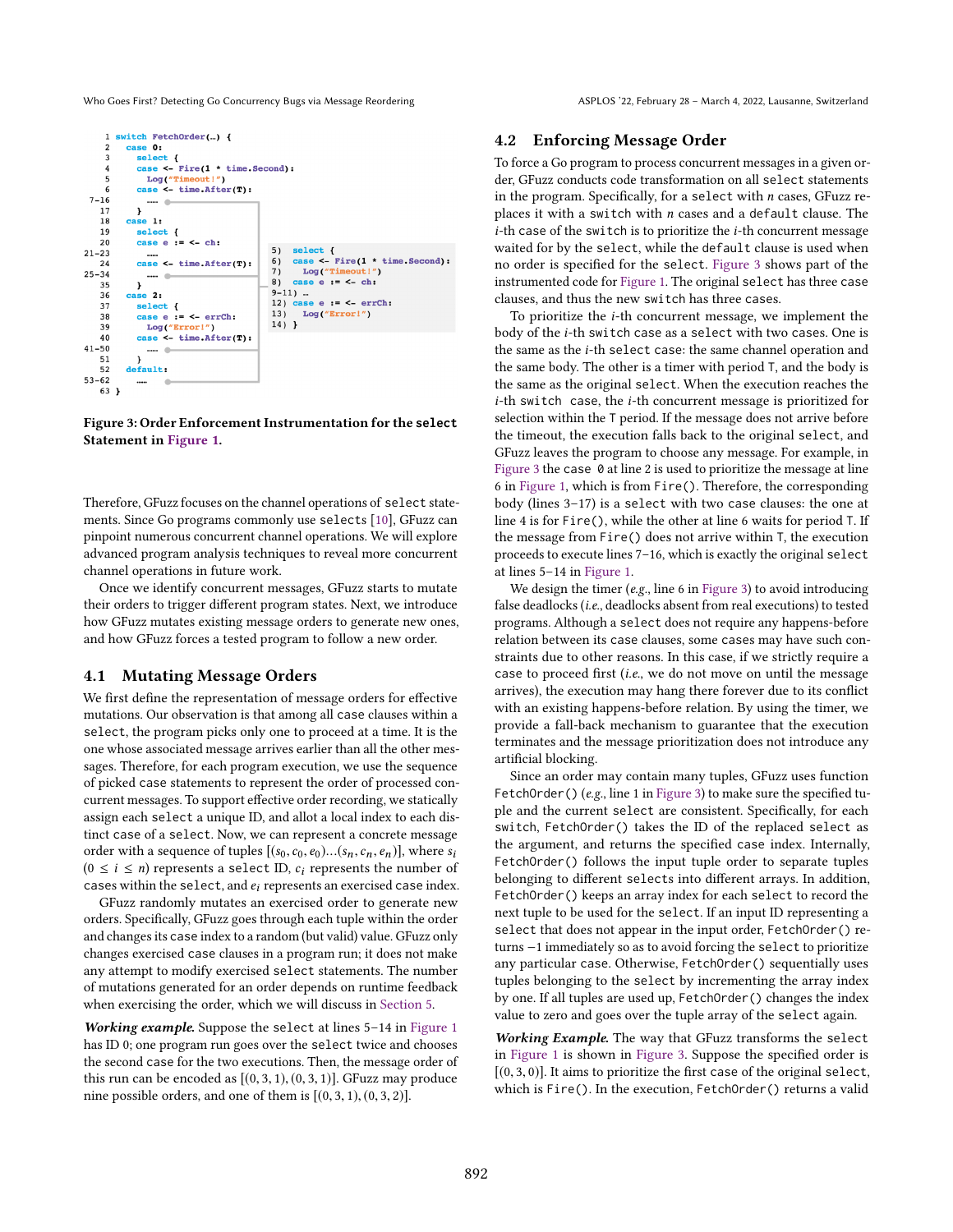```
1  switch FetchOrder(…) {
2    case 0:
3      select {
4      case <- Fire(1 * time.Second):
5        Log("Timeout!")
6      case <- time.After(T):
7-16     ……
17     }
18   case 1:
19     select {
20     case e := <- ch:
21-23    ……
24     case <- time.After(T):
25-34    ……
35     }
36   case 2:
37     select {
38     case e := <- errCh:
39       Log("Error!")
40     case <- time.After(T):
41-50    ……
51     }
52   default:
53-62    ……
63 }
```

```
5)  select {
6)  case <- Fire(1 * time.Second):
7)    Log("Timeout!")
8)  case e := <- ch:
9-11) …
12) case e := <- errCh:
13)   Log("Error!")
14) }
```

**Figure 3: Order Enforcement Instrumentation for the select Statement in Figure 1.**

Therefore, GFuzz focuses on the channel operations of select statements. Since Go programs commonly use selects [10], GFuzz can pinpoint numerous concurrent channel operations. We will explore advanced program analysis techniques to reveal more concurrent channel operations in future work.

Once we identify concurrent messages, GFuzz starts to mutate their orders to trigger different program states. Next, we introduce how GFuzz mutates existing message orders to generate new ones, and how GFuzz forces a tested program to follow a new order.

## 4.1 Mutating Message Orders

We first define the representation of message orders for effective mutations. Our observation is that among all case clauses within a select, the program picks only one to proceed at a time. It is the one whose associated message arrives earlier than all the other messages. Therefore, for each program execution, we use the sequence of picked case statements to represent the order of processed concurrent messages. To support effective order recording, we statically assign each select a unique ID, and allot a local index to each distinct case of a select. Now, we can represent a concrete message order with a sequence of tuples $[(s_0, c_0, e_0)...(s_n, c_n, e_n)]$, where $s_i$ ($0 \leq i \leq n$) represents a select ID, $c_i$ represents the number of cases within the select, and $e_i$ represents an exercised case index.

GFuzz randomly mutates an exercised order to generate new orders. Specifically, GFuzz goes through each tuple within the order and changes its case index to a random (but valid) value. GFuzz only changes exercised case clauses in a program run; it does not make any attempt to modify exercised select statements. The number of mutations generated for an order depends on runtime feedback when exercising the order, which we will discuss in Section 5.

***Working example.*** Suppose the select at lines 5–14 in Figure 1 has ID 0; one program run goes over the select twice and chooses the second case for the two executions. Then, the message order of this run can be encoded as $[(0, 3, 1), (0, 3, 1)]$. GFuzz may produce nine possible orders, and one of them is $[(0, 3, 1), (0, 3, 2)]$.

## 4.2 Enforcing Message Order

To force a Go program to process concurrent messages in a given order, GFuzz conducts code transformation on all select statements in the program. Specifically, for a select with $n$ cases, GFuzz replaces it with a switch with $n$ cases and a default clause. The $i$-th case of the switch is to prioritize the $i$-th concurrent message waited for by the select, while the default clause is used when no order is specified for the select. Figure 3 shows part of the instrumented code for Figure 1. The original select has three case clauses, and thus the new switch has three cases.

To prioritize the $i$-th concurrent message, we implement the body of the $i$-th switch case as a select with two cases. One is the same as the $i$-th select case: the same channel operation and the same body. The other is a timer with period T, and the body is the same as the original select. When the execution reaches the $i$-th switch case, the $i$-th concurrent message is prioritized for selection within the T period. If the message does not arrive before the timeout, the execution falls back to the original select, and GFuzz leaves the program to choose any message. For example, in Figure 3 the case 0 at line 2 is used to prioritize the message at line 6 in Figure 1, which is from Fire(). Therefore, the corresponding body (lines 3–17) is a select with two case clauses: the one at line 4 is for Fire(), while the other at line 6 waits for period T. If the message from Fire() does not arrive within T, the execution proceeds to execute lines 7–16, which is exactly the original select at lines 5–14 in Figure 1.

We design the timer (*e.g.*, line 6 in Figure 3) to avoid introducing false deadlocks (*i.e.*, deadlocks absent from real executions) to tested programs. Although a select does not require any happens-before relation between its case clauses, some cases may have such constraints due to other reasons. In this case, if we strictly require a case to proceed first (*i.e.*, we do not move on until the message arrives), the execution may hang there forever due to its conflict with an existing happens-before relation. By using the timer, we provide a fall-back mechanism to guarantee that the execution terminates and the message prioritization does not introduce any artificial blocking.

Since an order may contain many tuples, GFuzz uses function FetchOrder() (*e.g.*, line 1 in Figure 3) to make sure the specified tuple and the current select are consistent. Specifically, for each switch, FetchOrder() takes the ID of the replaced select as the argument, and returns the specified case index. Internally, FetchOrder() follows the input tuple order to separate tuples belonging to different selects into different arrays. In addition, FetchOrder() keeps an array index for each select to record the next tuple to be used for the select. If an input ID representing a select that does not appear in the input order, FetchOrder() returns $-1$ immediately so as to avoid forcing the select to prioritize any particular case. Otherwise, FetchOrder() sequentially uses tuples belonging to the select by incrementing the array index by one. If all tuples are used up, FetchOrder() changes the index value to zero and goes over the tuple array of the select again.

***Working Example.*** The way that GFuzz transforms the select in Figure 1 is shown in Figure 3. Suppose the specified order is $[(0, 3, 0)]$. It aims to prioritize the first case of the original select, which is Fire(). In the execution, FetchOrder() returns a valid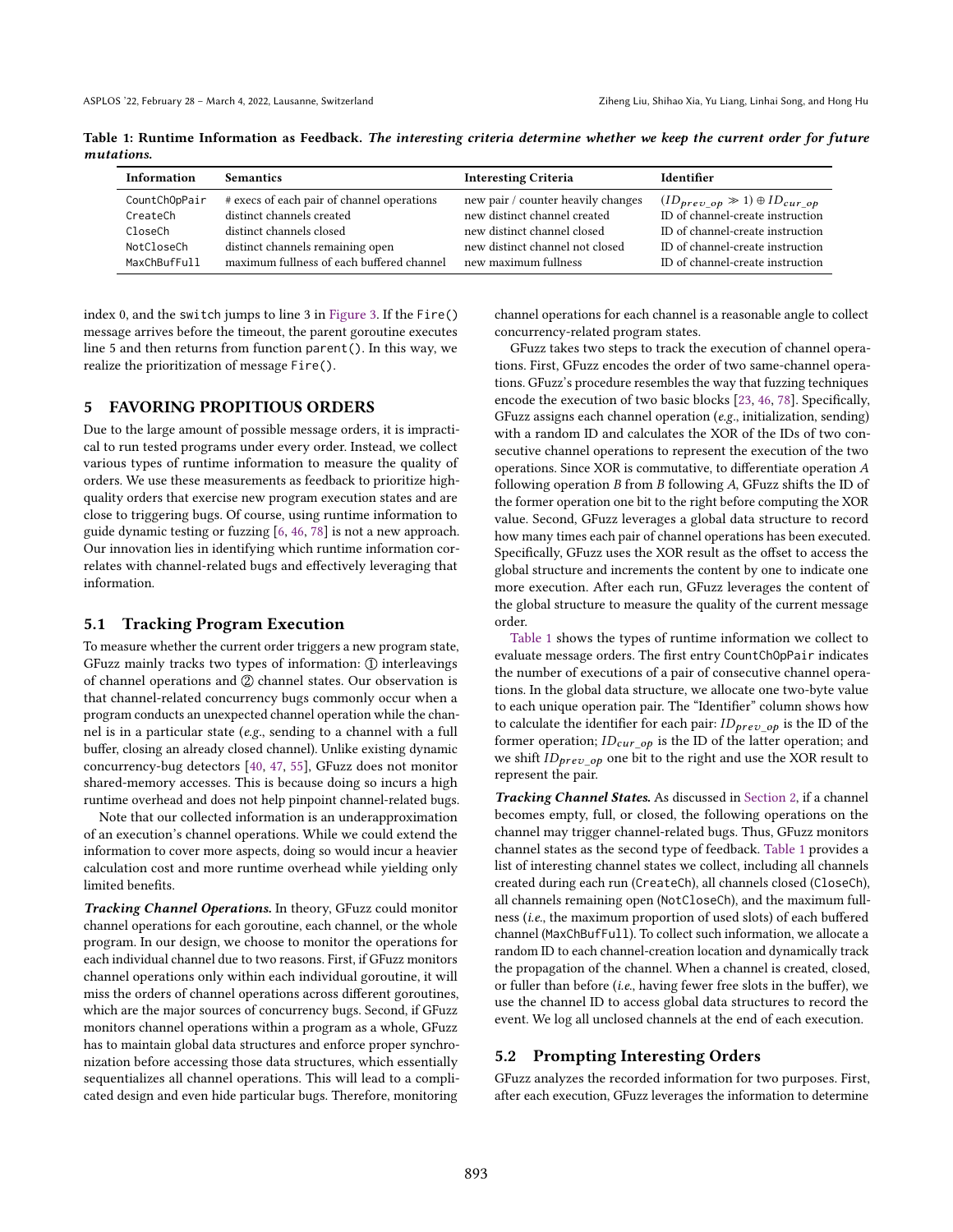**Table 1: Runtime Information as Feedback.** ***The interesting criteria determine whether we keep the current order for future mutations.***

| Information | Semantics | Interesting Criteria | Identifier |
|---|---|---|---|
| CountChOpPair | # execs of each pair of channel operations | new pair / counter heavily changes | $(ID_{prev\_op} \gg 1) \oplus ID_{cur\_op}$ |
| CreateCh | distinct channels created | new distinct channel created | ID of channel-create instruction |
| CloseCh | distinct channels closed | new distinct channel closed | ID of channel-create instruction |
| NotCloseCh | distinct channels remaining open | new distinct channel not closed | ID of channel-create instruction |
| MaxChBufFull | maximum fullness of each buffered channel | new maximum fullness | ID of channel-create instruction |

index 0, and the `switch` jumps to line 3 in Figure 3. If the `Fire()` message arrives before the timeout, the parent goroutine executes line 5 and then returns from function `parent()`. In this way, we realize the prioritization of message `Fire()`.

## 5 FAVORING PROPITIOUS ORDERS

Due to the large amount of possible message orders, it is impractical to run tested programs under every order. Instead, we collect various types of runtime information to measure the quality of orders. We use these measurements as feedback to prioritize high-quality orders that exercise new program execution states and are close to triggering bugs. Of course, using runtime information to guide dynamic testing or fuzzing [6, 46, 78] is not a new approach. Our innovation lies in identifying which runtime information correlates with channel-related bugs and effectively leveraging that information.

### 5.1 Tracking Program Execution

To measure whether the current order triggers a new program state, GFuzz mainly tracks two types of information: ① interleavings of channel operations and ② channel states. Our observation is that channel-related concurrency bugs commonly occur when a program conducts an unexpected channel operation while the channel is in a particular state (*e.g.*, sending to a channel with a full buffer, closing an already closed channel). Unlike existing dynamic concurrency-bug detectors [40, 47, 55], GFuzz does not monitor shared-memory accesses. This is because doing so incurs a high runtime overhead and does not help pinpoint channel-related bugs.

Note that our collected information is an underapproximation of an execution's channel operations. While we could extend the information to cover more aspects, doing so would incur a heavier calculation cost and more runtime overhead while yielding only limited benefits.

***Tracking Channel Operations.*** In theory, GFuzz could monitor channel operations for each goroutine, each channel, or the whole program. In our design, we choose to monitor the operations for each individual channel due to two reasons. First, if GFuzz monitors channel operations only within each individual goroutine, it will miss the orders of channel operations across different goroutines, which are the major sources of concurrency bugs. Second, if GFuzz monitors channel operations within a program as a whole, GFuzz has to maintain global data structures and enforce proper synchronization before accessing those data structures, which essentially sequentializes all channel operations. This will lead to a complicated design and even hide particular bugs. Therefore, monitoring channel operations for each channel is a reasonable angle to collect concurrency-related program states.

GFuzz takes two steps to track the execution of channel operations. First, GFuzz encodes the order of two same-channel operations. GFuzz's procedure resembles the way that fuzzing techniques encode the execution of two basic blocks [23, 46, 78]. Specifically, GFuzz assigns each channel operation (*e.g.*, initialization, sending) with a random ID and calculates the XOR of the IDs of two consecutive channel operations to represent the execution of the two operations. Since XOR is commutative, to differentiate operation *A* following operation *B* from *B* following *A*, GFuzz shifts the ID of the former operation one bit to the right before computing the XOR value. Second, GFuzz leverages a global data structure to record how many times each pair of channel operations has been executed. Specifically, GFuzz uses the XOR result as the offset to access the global structure and increments the content by one to indicate one more execution. After each run, GFuzz leverages the content of the global structure to measure the quality of the current message order.

Table 1 shows the types of runtime information we collect to evaluate message orders. The first entry `CountChOpPair` indicates the number of executions of a pair of consecutive channel operations. In the global data structure, we allocate one two-byte value to each unique operation pair. The "Identifier" column shows how to calculate the identifier for each pair: $ID_{prev\_op}$ is the ID of the former operation; $ID_{cur\_op}$ is the ID of the latter operation; and we shift $ID_{prev\_op}$ one bit to the right and use the XOR result to represent the pair.

***Tracking Channel States.*** As discussed in Section 2, if a channel becomes empty, full, or closed, the following operations on the channel may trigger channel-related bugs. Thus, GFuzz monitors channel states as the second type of feedback. Table 1 provides a list of interesting channel states we collect, including all channels created during each run (`CreateCh`), all channels closed (`CloseCh`), all channels remaining open (`NotCloseCh`), and the maximum fullness (*i.e.*, the maximum proportion of used slots) of each buffered channel (`MaxChBufFull`). To collect such information, we allocate a random ID to each channel-creation location and dynamically track the propagation of the channel. When a channel is created, closed, or fuller than before (*i.e.*, having fewer free slots in the buffer), we use the channel ID to access global data structures to record the event. We log all unclosed channels at the end of each execution.

### 5.2 Prompting Interesting Orders

GFuzz analyzes the recorded information for two purposes. First, after each execution, GFuzz leverages the information to determine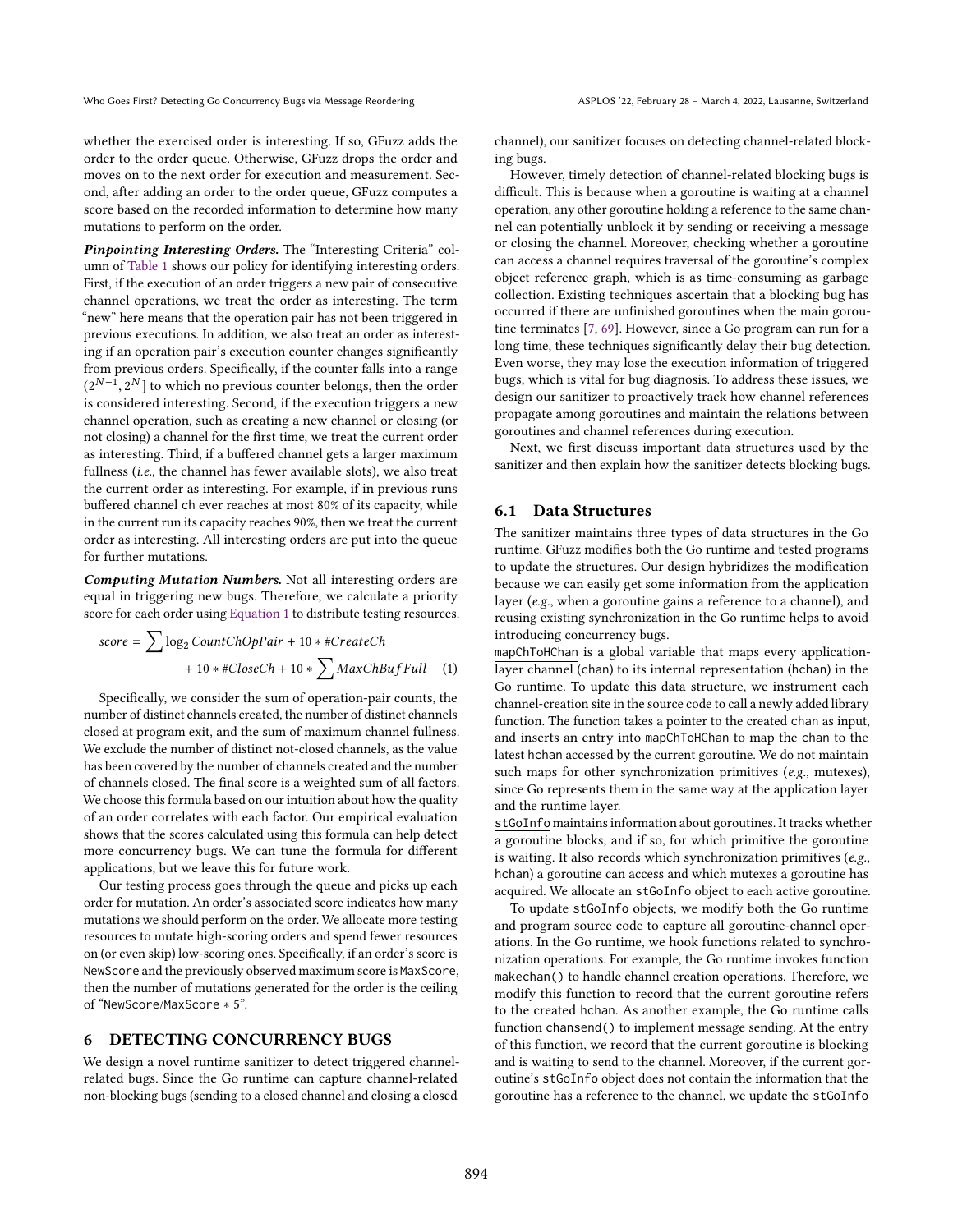whether the exercised order is interesting. If so, GFuzz adds the order to the order queue. Otherwise, GFuzz drops the order and moves on to the next order for execution and measurement. Second, after adding an order to the order queue, GFuzz computes a score based on the recorded information to determine how many mutations to perform on the order.

***Pinpointing Interesting Orders.*** The "Interesting Criteria" column of Table 1 shows our policy for identifying interesting orders. First, if the execution of an order triggers a new pair of consecutive channel operations, we treat the order as interesting. The term "new" here means that the operation pair has not been triggered in previous executions. In addition, we also treat an order as interesting if an operation pair's execution counter changes significantly from previous orders. Specifically, if the counter falls into a range $(2^{N-1}, 2^N]$ to which no previous counter belongs, then the order is considered interesting. Second, if the execution triggers a new channel operation, such as creating a new channel or closing (or not closing) a channel for the first time, we treat the current order as interesting. Third, if a buffered channel gets a larger maximum fullness (*i.e.*, the channel has fewer available slots), we also treat the current order as interesting. For example, if in previous runs buffered channel ch ever reaches at most 80% of its capacity, while in the current run its capacity reaches 90%, then we treat the current order as interesting. All interesting orders are put into the queue for further mutations.

***Computing Mutation Numbers.*** Not all interesting orders are equal in triggering new bugs. Therefore, we calculate a priority score for each order using Equation 1 to distribute testing resources.

$$score = \sum \log_2 CountChOpPair + 10 * \#CreateCh + 10 * \#CloseCh + 10 * \sum MaxChBufFull \quad (1)$$

Specifically, we consider the sum of operation-pair counts, the number of distinct channels created, the number of distinct channels closed at program exit, and the sum of maximum channel fullness. We exclude the number of distinct not-closed channels, as the value has been covered by the number of channels created and the number of channels closed. The final score is a weighted sum of all factors. We choose this formula based on our intuition about how the quality of an order correlates with each factor. Our empirical evaluation shows that the scores calculated using this formula can help detect more concurrency bugs. We can tune the formula for different applications, but we leave this for future work.

Our testing process goes through the queue and picks up each order for mutation. An order's associated score indicates how many mutations we should perform on the order. We allocate more testing resources to mutate high-scoring orders and spend fewer resources on (or even skip) low-scoring ones. Specifically, if an order's score is `NewScore` and the previously observed maximum score is `MaxScore`, then the number of mutations generated for the order is the ceiling of "`NewScore`/`MaxScore` ∗ 5".

## 6 DETECTING CONCURRENCY BUGS

We design a novel runtime sanitizer to detect triggered channel-related bugs. Since the Go runtime can capture channel-related non-blocking bugs (sending to a closed channel and closing a closed channel), our sanitizer focuses on detecting channel-related blocking bugs.

However, timely detection of channel-related blocking bugs is difficult. This is because when a goroutine is waiting at a channel operation, any other goroutine holding a reference to the same channel can potentially unblock it by sending or receiving a message or closing the channel. Moreover, checking whether a goroutine can access a channel requires traversal of the goroutine's complex object reference graph, which is as time-consuming as garbage collection. Existing techniques ascertain that a blocking bug has occurred if there are unfinished goroutines when the main goroutine terminates [7, 69]. However, since a Go program can run for a long time, these techniques significantly delay their bug detection. Even worse, they may lose the execution information of triggered bugs, which is vital for bug diagnosis. To address these issues, we design our sanitizer to proactively track how channel references propagate among goroutines and maintain the relations between goroutines and channel references during execution.

Next, we first discuss important data structures used by the sanitizer and then explain how the sanitizer detects blocking bugs.

### 6.1 Data Structures

The sanitizer maintains three types of data structures in the Go runtime. GFuzz modifies both the Go runtime and tested programs to update the structures. Our design hybridizes the modification because we can easily get some information from the application layer (*e.g.*, when a goroutine gains a reference to a channel), and reusing existing synchronization in the Go runtime helps to avoid introducing concurrency bugs.

<u>`mapChToHChan`</u> is a global variable that maps every application-layer channel (chan) to its internal representation (hchan) in the Go runtime. To update this data structure, we instrument each channel-creation site in the source code to call a newly added library function. The function takes a pointer to the created chan as input, and inserts an entry into `mapChToHChan` to map the chan to the latest hchan accessed by the current goroutine. We do not maintain such maps for other synchronization primitives (*e.g.*, mutexes), since Go represents them in the same way at the application layer and the runtime layer.

<u>`stGoInfo`</u> maintains information about goroutines. It tracks whether a goroutine blocks, and if so, for which primitive the goroutine is waiting. It also records which synchronization primitives (*e.g.*, hchan) a goroutine can access and which mutexes a goroutine has acquired. We allocate an `stGoInfo` object to each active goroutine.

To update `stGoInfo` objects, we modify both the Go runtime and program source code to capture all goroutine-channel operations. In the Go runtime, we hook functions related to synchronization operations. For example, the Go runtime invokes function `makechan()` to handle channel creation operations. Therefore, we modify this function to record that the current goroutine refers to the created hchan. As another example, the Go runtime calls function `chansend()` to implement message sending. At the entry of this function, we record that the current goroutine is blocking and is waiting to send to the channel. Moreover, if the current goroutine's `stGoInfo` object does not contain the information that the goroutine has a reference to the channel, we update the `stGoInfo`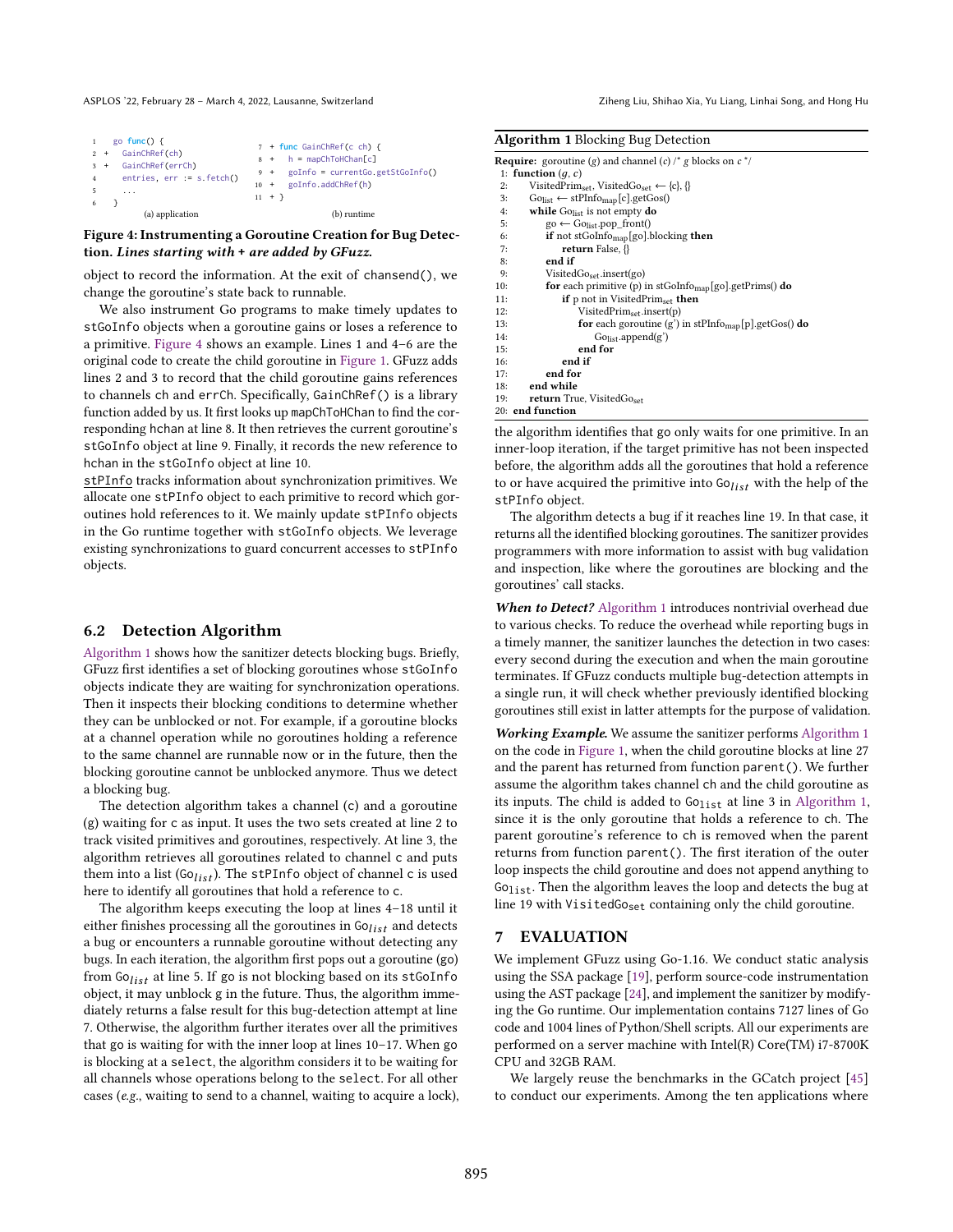```
1     go func() {
2  +    GainChRef(ch)
3  +    GainChRef(errCh)
4       entries, err := s.fetch()
5       ...
6     }
```
(a) application

```
7  + func GainChRef(c ch) {
8  +   h = mapChToHChan[c]
9  +   goInfo = currentGo.getStGoInfo()
10 +   goInfo.addChRef(h)
11 + }
```
(b) runtime

**Figure 4: Instrumenting a Goroutine Creation for Bug Detection. *Lines starting with + are added by GFuzz.***

object to record the information. At the exit of chansend(), we change the goroutine's state back to runnable.

We also instrument Go programs to make timely updates to stGoInfo objects when a goroutine gains or loses a reference to a primitive. Figure 4 shows an example. Lines 1 and 4–6 are the original code to create the child goroutine in Figure 1. GFuzz adds lines 2 and 3 to record that the child goroutine gains references to channels ch and errCh. Specifically, GainChRef() is a library function added by us. It first looks up mapChToHChan to find the corresponding hchan at line 8. It then retrieves the current goroutine's stGoInfo object at line 9. Finally, it records the new reference to hchan in the stGoInfo object at line 10.

stPInfo tracks information about synchronization primitives. We allocate one stPInfo object to each primitive to record which goroutines hold references to it. We mainly update stPInfo objects in the Go runtime together with stGoInfo objects. We leverage existing synchronizations to guard concurrent accesses to stPInfo objects.

## 6.2 Detection Algorithm

Algorithm 1 shows how the sanitizer detects blocking bugs. Briefly, GFuzz first identifies a set of blocking goroutines whose stGoInfo objects indicate they are waiting for synchronization operations. Then it inspects their blocking conditions to determine whether they can be unblocked or not. For example, if a goroutine blocks at a channel operation while no goroutines holding a reference to the same channel are runnable now or in the future, then the blocking goroutine cannot be unblocked anymore. Thus we detect a blocking bug.

The detection algorithm takes a channel (c) and a goroutine (g) waiting for c as input. It uses the two sets created at line 2 to track visited primitives and goroutines, respectively. At line 3, the algorithm retrieves all goroutines related to channel c and puts them into a list ($Go_{list}$). The stPInfo object of channel c is used here to identify all goroutines that hold a reference to c.

The algorithm keeps executing the loop at lines 4–18 until it either finishes processing all the goroutines in $Go_{list}$ and detects a bug or encounters a runnable goroutine without detecting any bugs. In each iteration, the algorithm first pops out a goroutine (go) from $Go_{list}$ at line 5. If go is not blocking based on its stGoInfo object, it may unblock g in the future. Thus, the algorithm immediately returns a false result for this bug-detection attempt at line 7. Otherwise, the algorithm further iterates over all the primitives that go is waiting for with the inner loop at lines 10–17. When go is blocking at a select, the algorithm considers it to be waiting for all channels whose operations belong to the select. For all other cases (*e.g.*, waiting to send to a channel, waiting to acquire a lock),

**Algorithm 1** Blocking Bug Detection

**Require:** goroutine ($g$) and channel ($c$) /* $g$ blocks on $c$ */
1: **function** ($g$, $c$)
2: $\quad$ $VisitedPrim_{set}$, $VisitedGo_{set}$ ← {c}, {}
3: $\quad$ $Go_{list}$ ← $stPInfo_{map}$[c].getGos()
4: $\quad$ **while** $Go_{list}$ is not empty **do**
5: $\quad\quad$ go ← $Go_{list}$.pop_front()
6: $\quad\quad$ **if** not $stGoInfo_{map}$[go].blocking **then**
7: $\quad\quad\quad$ **return** False, {}
8: $\quad\quad$ **end if**
9: $\quad\quad$ $VisitedGo_{set}$.insert(go)
10: $\quad\quad$ **for** each primitive (p) in $stGoInfo_{map}$[go].getPrims() **do**
11: $\quad\quad\quad$ **if** p not in $VisitedPrim_{set}$ **then**
12: $\quad\quad\quad\quad$ $VisitedPrim_{set}$.insert(p)
13: $\quad\quad\quad\quad$ **for** each goroutine (g') in $stPInfo_{map}$[p].getGos() **do**
14: $\quad\quad\quad\quad\quad$ $Go_{list}$.append(g')
15: $\quad\quad\quad\quad$ **end for**
16: $\quad\quad\quad$ **end if**
17: $\quad\quad$ **end for**
18: $\quad$ **end while**
19: $\quad$ **return** True, $VisitedGo_{set}$
20: **end function**

the algorithm identifies that go only waits for one primitive. In an inner-loop iteration, if the target primitive has not been inspected before, the algorithm adds all the goroutines that hold a reference to or have acquired the primitive into $Go_{list}$ with the help of the stPInfo object.

The algorithm detects a bug if it reaches line 19. In that case, it returns all the identified blocking goroutines. The sanitizer provides programmers with more information to assist with bug validation and inspection, like where the goroutines are blocking and the goroutines' call stacks.

***When to Detect?*** Algorithm 1 introduces nontrivial overhead due to various checks. To reduce the overhead while reporting bugs in a timely manner, the sanitizer launches the detection in two cases: every second during the execution and when the main goroutine terminates. If GFuzz conducts multiple bug-detection attempts in a single run, it will check whether previously identified blocking goroutines still exist in latter attempts for the purpose of validation.

***Working Example.*** We assume the sanitizer performs Algorithm 1 on the code in Figure 1, when the child goroutine blocks at line 27 and the parent has returned from function parent(). We further assume the algorithm takes channel ch and the child goroutine as its inputs. The child is added to $Go_{list}$ at line 3 in Algorithm 1, since it is the only goroutine that holds a reference to ch. The parent goroutine's reference to ch is removed when the parent returns from function parent(). The first iteration of the outer loop inspects the child goroutine and does not append anything to $Go_{list}$. Then the algorithm leaves the loop and detects the bug at line 19 with $VisitedGo_{set}$ containing only the child goroutine.

# 7 EVALUATION

We implement GFuzz using Go-1.16. We conduct static analysis using the SSA package [19], perform source-code instrumentation using the AST package [24], and implement the sanitizer by modifying the Go runtime. Our implementation contains 7127 lines of Go code and 1004 lines of Python/Shell scripts. All our experiments are performed on a server machine with Intel(R) Core(TM) i7-8700K CPU and 32GB RAM.

We largely reuse the benchmarks in the GCatch project [45] to conduct our experiments. Among the ten applications where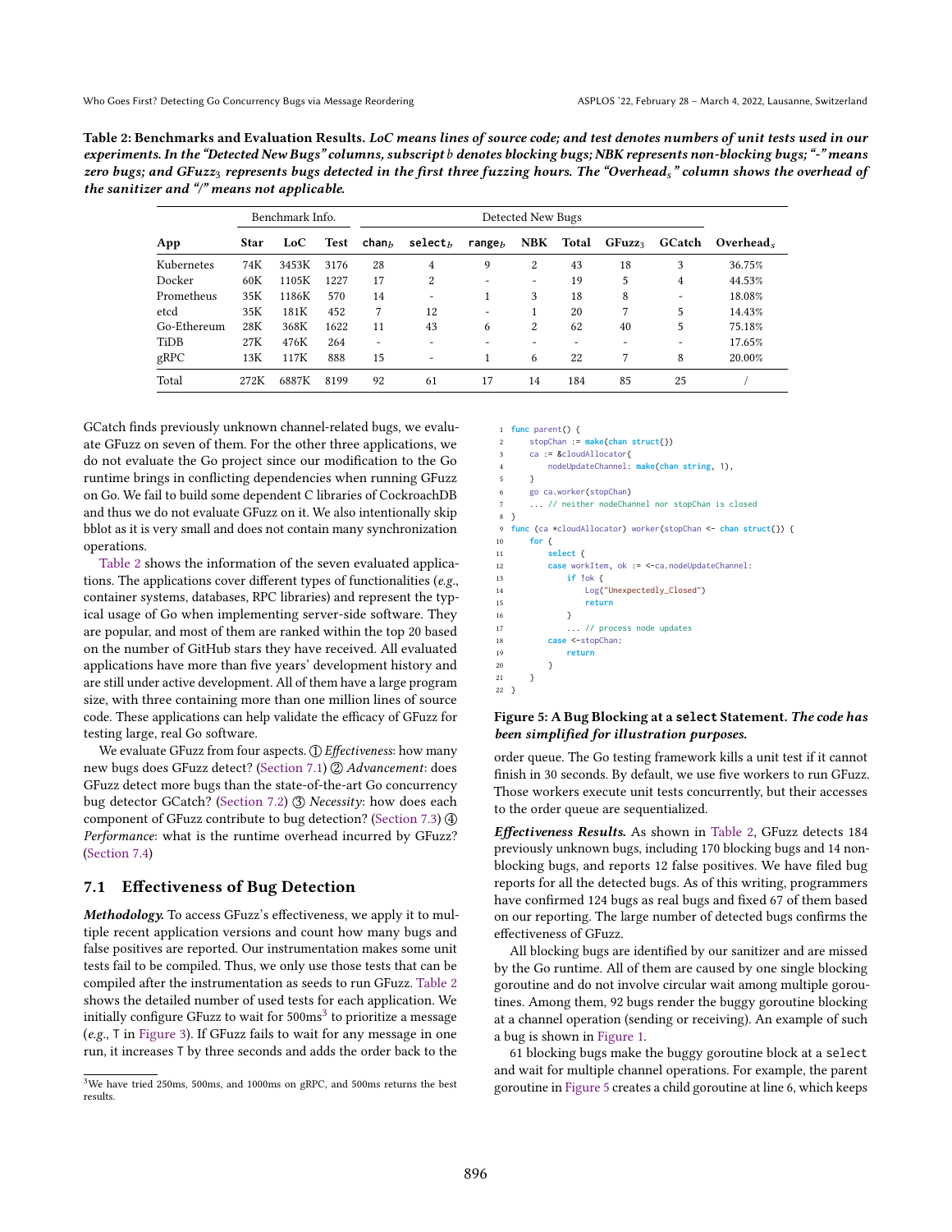**Table 2: Benchmarks and Evaluation Results.** *LoC means lines of source code; and test denotes numbers of unit tests used in our experiments. In the "Detected New Bugs" columns, subscript $b$ denotes blocking bugs; NBK represents non-blocking bugs; "-" means zero bugs; and $GFuzz_3$ represents bugs detected in the first three fuzzing hours. The "$Overhead_s$" column shows the overhead of the sanitizer and "/" means not applicable.*

| App | Benchmark Info. | | | Detected New Bugs | | | | | | | |
|---|---|---|---|---|---|---|---|---|---|---|---|
| | Star | LoC | Test | $chan_b$ | $select_b$ | $range_b$ | NBK | Total | $GFuzz_3$ | GCatch | $Overhead_s$ |
| Kubernetes | 74K | 3453K | 3176 | 28 | 4 | 9 | 2 | 43 | 18 | 3 | 36.75% |
| Docker | 60K | 1105K | 1227 | 17 | 2 | - | - | 19 | 5 | 4 | 44.53% |
| Prometheus | 35K | 1186K | 570 | 14 | - | 1 | 3 | 18 | 8 | - | 18.08% |
| etcd | 35K | 181K | 452 | 7 | 12 | - | 1 | 20 | 7 | 5 | 14.43% |
| Go-Ethereum | 28K | 368K | 1622 | 11 | 43 | 6 | 2 | 62 | 40 | 5 | 75.18% |
| TiDB | 27K | 476K | 264 | - | - | - | - | - | - | - | 17.65% |
| gRPC | 13K | 117K | 888 | 15 | - | 1 | 6 | 22 | 7 | 8 | 20.00% |
| Total | 272K | 6887K | 8199 | 92 | 61 | 17 | 14 | 184 | 85 | 25 | / |

GCatch finds previously unknown channel-related bugs, we evaluate GFuzz on seven of them. For the other three applications, we do not evaluate the Go project since our modification to the Go runtime brings in conflicting dependencies when running GFuzz on Go. We fail to build some dependent C libraries of CockroachDB and thus we do not evaluate GFuzz on it. We also intentionally skip bblot as it is very small and does not contain many synchronization operations.

Table 2 shows the information of the seven evaluated applications. The applications cover different types of functionalities (*e.g.*, container systems, databases, RPC libraries) and represent the typical usage of Go when implementing server-side software. They are popular, and most of them are ranked within the top 20 based on the number of GitHub stars they have received. All evaluated applications have more than five years' development history and are still under active development. All of them have a large program size, with three containing more than one million lines of source code. These applications can help validate the efficacy of GFuzz for testing large, real Go software.

We evaluate GFuzz from four aspects. ① *Effectiveness*: how many new bugs does GFuzz detect? (Section 7.1) ② *Advancement*: does GFuzz detect more bugs than the state-of-the-art Go concurrency bug detector GCatch? (Section 7.2) ③ *Necessity*: how does each component of GFuzz contribute to bug detection? (Section 7.3) ④ *Performance*: what is the runtime overhead incurred by GFuzz? (Section 7.4)

## 7.1 Effectiveness of Bug Detection

***Methodology.*** To access GFuzz's effectiveness, we apply it to multiple recent application versions and count how many bugs and false positives are reported. Our instrumentation makes some unit tests fail to be compiled. Thus, we only use those tests that can be compiled after the instrumentation as seeds to run GFuzz. Table 2 shows the detailed number of used tests for each application. We initially configure GFuzz to wait for 500ms[3] to prioritize a message (*e.g.*, T in Figure 3). If GFuzz fails to wait for any message in one run, it increases T by three seconds and adds the order back to the order queue. The Go testing framework kills a unit test if it cannot finish in 30 seconds. By default, we use five workers to run GFuzz. Those workers execute unit tests concurrently, but their accesses to the order queue are sequentialized.

[3] We have tried 250ms, 500ms, and 1000ms on gRPC, and 500ms returns the best results.

```go
1  func parent() {
2      stopChan := make(chan struct{})
3      ca := &cloudAllocator{
4          nodeUpdateChannel: make(chan string, 1),
5      }
6      go ca.worker(stopChan)
7      ... // neither nodeChannel nor stopChan is closed
8  }
9  func (ca *cloudAllocator) worker(stopChan <- chan struct{}) {
10     for {
11         select {
12         case workItem, ok := <-ca.nodeUpdateChannel:
13             if !ok {
14                 Log("Unexpectedly_Closed")
15                 return
16             }
17             ... // process node updates
18         case <-stopChan:
19             return
20         }
21     }
22 }
```

**Figure 5: A Bug Blocking at a `select` Statement.** *The code has been simplified for illustration purposes.*

***Effectiveness Results.*** As shown in Table 2, GFuzz detects 184 previously unknown bugs, including 170 blocking bugs and 14 non-blocking bugs, and reports 12 false positives. We have filed bug reports for all the detected bugs. As of this writing, programmers have confirmed 124 bugs as real bugs and fixed 67 of them based on our reporting. The large number of detected bugs confirms the effectiveness of GFuzz.

All blocking bugs are identified by our sanitizer and are missed by the Go runtime. All of them are caused by one single blocking goroutine and do not involve circular wait among multiple goroutines. Among them, 92 bugs render the buggy goroutine blocking at a channel operation (sending or receiving). An example of such a bug is shown in Figure 1.

61 blocking bugs make the buggy goroutine block at a `select` and wait for multiple channel operations. For example, the parent goroutine in Figure 5 creates a child goroutine at line 6, which keeps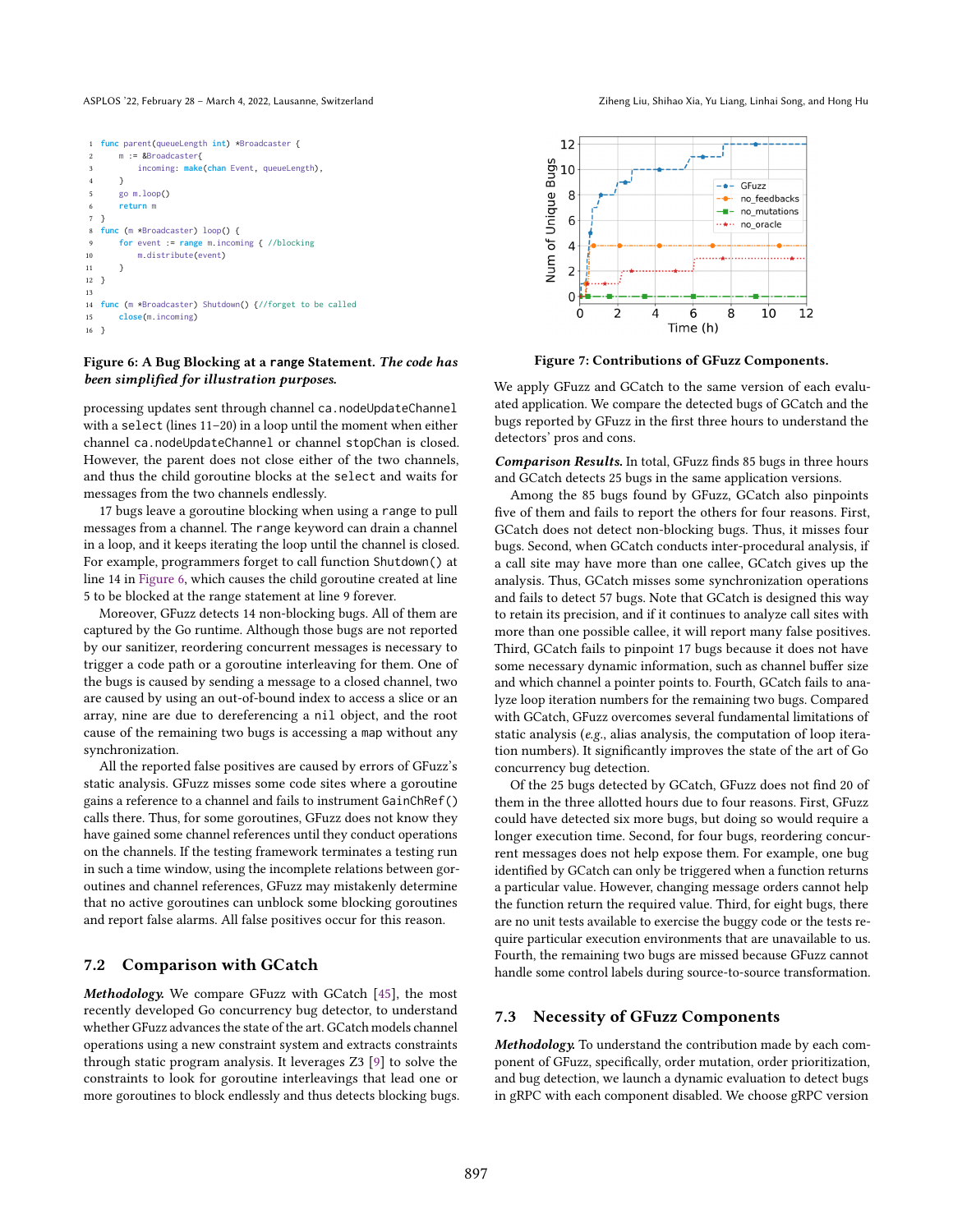```go
func parent(queueLength int) *Broadcaster {
    m := &Broadcaster{
        incoming: make(chan Event, queueLength),
    }
    go m.loop()
    return m
}
func (m *Broadcaster) loop() {
    for event := range m.incoming { //blocking
        m.distribute(event)
    }
}

func (m *Broadcaster) Shutdown() {//forget to be called
    close(m.incoming)
}
```

**Figure 6: A Bug Blocking at a `range` Statement.** ***The code has been simplified for illustration purposes.***

processing updates sent through channel `ca.nodeUpdateChannel` with a `select` (lines 11–20) in a loop until the moment when either channel `ca.nodeUpdateChannel` or channel `stopChan` is closed. However, the parent does not close either of the two channels, and thus the child goroutine blocks at the `select` and waits for messages from the two channels endlessly.

17 bugs leave a goroutine blocking when using a `range` to pull messages from a channel. The `range` keyword can drain a channel in a loop, and it keeps iterating the loop until the channel is closed. For example, programmers forget to call function `Shutdown()` at line 14 in Figure 6, which causes the child goroutine created at line 5 to be blocked at the range statement at line 9 forever.

Moreover, GFuzz detects 14 non-blocking bugs. All of them are captured by the Go runtime. Although those bugs are not reported by our sanitizer, reordering concurrent messages is necessary to trigger a code path or a goroutine interleaving for them. One of the bugs is caused by sending a message to a closed channel, two are caused by using an out-of-bound index to access a slice or an array, nine are due to dereferencing a `nil` object, and the root cause of the remaining two bugs is accessing a `map` without any synchronization.

All the reported false positives are caused by errors of GFuzz's static analysis. GFuzz misses some code sites where a goroutine gains a reference to a channel and fails to instrument `GainChRef()` calls there. Thus, for some goroutines, GFuzz does not know they have gained some channel references until they conduct operations on the channels. If the testing framework terminates a testing run in such a time window, using the incomplete relations between goroutines and channel references, GFuzz may mistakenly determine that no active goroutines can unblock some blocking goroutines and report false alarms. All false positives occur for this reason.

## 7.2 Comparison with GCatch

***Methodology.*** We compare GFuzz with GCatch [45], the most recently developed Go concurrency bug detector, to understand whether GFuzz advances the state of the art. GCatch models channel operations using a new constraint system and extracts constraints through static program analysis. It leverages Z3 [9] to solve the constraints to look for goroutine interleavings that lead one or more goroutines to block endlessly and thus detects blocking bugs.

**Figure 7: Contributions of GFuzz Components.**

We apply GFuzz and GCatch to the same version of each evaluated application. We compare the detected bugs of GCatch and the bugs reported by GFuzz in the first three hours to understand the detectors' pros and cons.

***Comparison Results.*** In total, GFuzz finds 85 bugs in three hours and GCatch detects 25 bugs in the same application versions.

Among the 85 bugs found by GFuzz, GCatch also pinpoints five of them and fails to report the others for four reasons. First, GCatch does not detect non-blocking bugs. Thus, it misses four bugs. Second, when GCatch conducts inter-procedural analysis, if a call site may have more than one callee, GCatch gives up the analysis. Thus, GCatch misses some synchronization operations and fails to detect 57 bugs. Note that GCatch is designed this way to retain its precision, and if it continues to analyze call sites with more than one possible callee, it will report many false positives. Third, GCatch fails to pinpoint 17 bugs because it does not have some necessary dynamic information, such as channel buffer size and which channel a pointer points to. Fourth, GCatch fails to analyze loop iteration numbers for the remaining two bugs. Compared with GCatch, GFuzz overcomes several fundamental limitations of static analysis (*e.g.*, alias analysis, the computation of loop iteration numbers). It significantly improves the state of the art of Go concurrency bug detection.

Of the 25 bugs detected by GCatch, GFuzz does not find 20 of them in the three allotted hours due to four reasons. First, GFuzz could have detected six more bugs, but doing so would require a longer execution time. Second, for four bugs, reordering concurrent messages does not help expose them. For example, one bug identified by GCatch can only be triggered when a function returns a particular value. However, changing message orders cannot help the function return the required value. Third, for eight bugs, there are no unit tests available to exercise the buggy code or the tests require particular execution environments that are unavailable to us. Fourth, the remaining two bugs are missed because GFuzz cannot handle some control labels during source-to-source transformation.

## 7.3 Necessity of GFuzz Components

***Methodology.*** To understand the contribution made by each component of GFuzz, specifically, order mutation, order prioritization, and bug detection, we launch a dynamic evaluation to detect bugs in gRPC with each component disabled. We choose gRPC version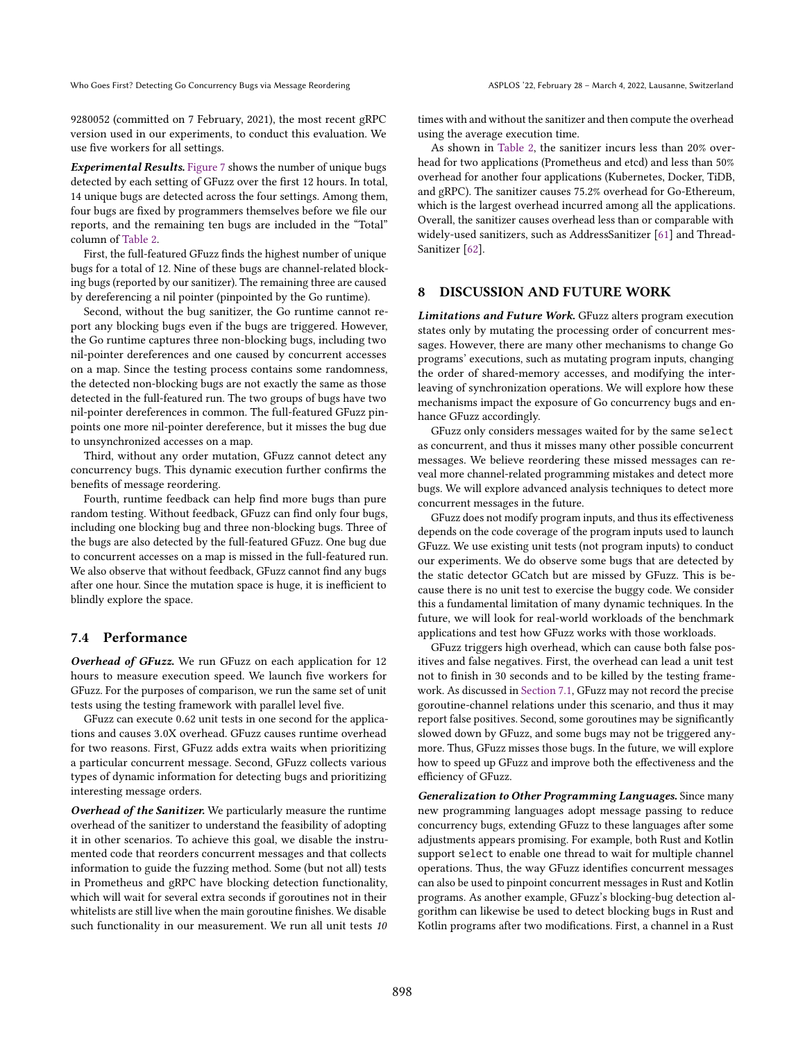9280052 (committed on 7 February, 2021), the most recent gRPC version used in our experiments, to conduct this evaluation. We use five workers for all settings.

***Experimental Results.*** Figure 7 shows the number of unique bugs detected by each setting of GFuzz over the first 12 hours. In total, 14 unique bugs are detected across the four settings. Among them, four bugs are fixed by programmers themselves before we file our reports, and the remaining ten bugs are included in the "Total" column of Table 2.

First, the full-featured GFuzz finds the highest number of unique bugs for a total of 12. Nine of these bugs are channel-related blocking bugs (reported by our sanitizer). The remaining three are caused by dereferencing a nil pointer (pinpointed by the Go runtime).

Second, without the bug sanitizer, the Go runtime cannot report any blocking bugs even if the bugs are triggered. However, the Go runtime captures three non-blocking bugs, including two nil-pointer dereferences and one caused by concurrent accesses on a map. Since the testing process contains some randomness, the detected non-blocking bugs are not exactly the same as those detected in the full-featured run. The two groups of bugs have two nil-pointer dereferences in common. The full-featured GFuzz pinpoints one more nil-pointer dereference, but it misses the bug due to unsynchronized accesses on a map.

Third, without any order mutation, GFuzz cannot detect any concurrency bugs. This dynamic execution further confirms the benefits of message reordering.

Fourth, runtime feedback can help find more bugs than pure random testing. Without feedback, GFuzz can find only four bugs, including one blocking bug and three non-blocking bugs. Three of the bugs are also detected by the full-featured GFuzz. One bug due to concurrent accesses on a map is missed in the full-featured run. We also observe that without feedback, GFuzz cannot find any bugs after one hour. Since the mutation space is huge, it is inefficient to blindly explore the space.

### 7.4 Performance

***Overhead of GFuzz.*** We run GFuzz on each application for 12 hours to measure execution speed. We launch five workers for GFuzz. For the purposes of comparison, we run the same set of unit tests using the testing framework with parallel level five.

GFuzz can execute 0.62 unit tests in one second for the applications and causes 3.0X overhead. GFuzz causes runtime overhead for two reasons. First, GFuzz adds extra waits when prioritizing a particular concurrent message. Second, GFuzz collects various types of dynamic information for detecting bugs and prioritizing interesting message orders.

***Overhead of the Sanitizer.*** We particularly measure the runtime overhead of the sanitizer to understand the feasibility of adopting it in other scenarios. To achieve this goal, we disable the instrumented code that reorders concurrent messages and that collects information to guide the fuzzing method. Some (but not all) tests in Prometheus and gRPC have blocking detection functionality, which will wait for several extra seconds if goroutines not in their whitelists are still live when the main goroutine finishes. We disable such functionality in our measurement. We run all unit tests *10* times with and without the sanitizer and then compute the overhead using the average execution time.

As shown in Table 2, the sanitizer incurs less than 20% overhead for two applications (Prometheus and etcd) and less than 50% overhead for another four applications (Kubernetes, Docker, TiDB, and gRPC). The sanitizer causes 75.2% overhead for Go-Ethereum, which is the largest overhead incurred among all the applications. Overall, the sanitizer causes overhead less than or comparable with widely-used sanitizers, such as AddressSanitizer [61] and ThreadSanitizer [62].

## 8 DISCUSSION AND FUTURE WORK

***Limitations and Future Work.*** GFuzz alters program execution states only by mutating the processing order of concurrent messages. However, there are many other mechanisms to change Go programs' executions, such as mutating program inputs, changing the order of shared-memory accesses, and modifying the interleaving of synchronization operations. We will explore how these mechanisms impact the exposure of Go concurrency bugs and enhance GFuzz accordingly.

GFuzz only considers messages waited for by the same `select` as concurrent, and thus it misses many other possible concurrent messages. We believe reordering these missed messages can reveal more channel-related programming mistakes and detect more bugs. We will explore advanced analysis techniques to detect more concurrent messages in the future.

GFuzz does not modify program inputs, and thus its effectiveness depends on the code coverage of the program inputs used to launch GFuzz. We use existing unit tests (not program inputs) to conduct our experiments. We do observe some bugs that are detected by the static detector GCatch but are missed by GFuzz. This is because there is no unit test to exercise the buggy code. We consider this a fundamental limitation of many dynamic techniques. In the future, we will look for real-world workloads of the benchmark applications and test how GFuzz works with those workloads.

GFuzz triggers high overhead, which can cause both false positives and false negatives. First, the overhead can lead a unit test not to finish in 30 seconds and to be killed by the testing framework. As discussed in Section 7.1, GFuzz may not record the precise goroutine-channel relations under this scenario, and thus it may report false positives. Second, some goroutines may be significantly slowed down by GFuzz, and some bugs may not be triggered anymore. Thus, GFuzz misses those bugs. In the future, we will explore how to speed up GFuzz and improve both the effectiveness and the efficiency of GFuzz.

***Generalization to Other Programming Languages.*** Since many new programming languages adopt message passing to reduce concurrency bugs, extending GFuzz to these languages after some adjustments appears promising. For example, both Rust and Kotlin support `select` to enable one thread to wait for multiple channel operations. Thus, the way GFuzz identifies concurrent messages can also be used to pinpoint concurrent messages in Rust and Kotlin programs. As another example, GFuzz's blocking-bug detection algorithm can likewise be used to detect blocking bugs in Rust and Kotlin programs after two modifications. First, a channel in a Rust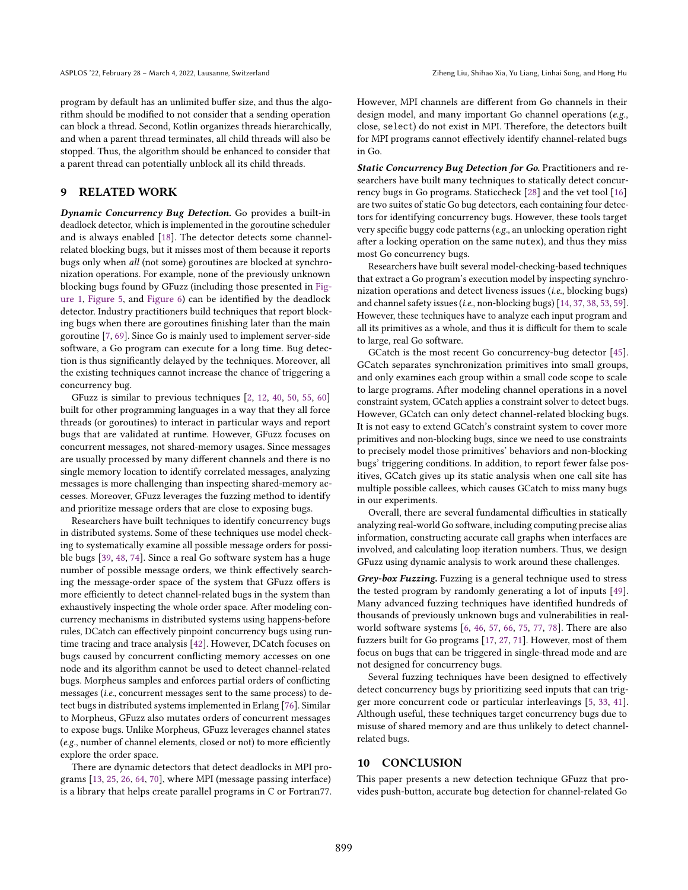program by default has an unlimited buffer size, and thus the algorithm should be modified to not consider that a sending operation can block a thread. Second, Kotlin organizes threads hierarchically, and when a parent thread terminates, all child threads will also be stopped. Thus, the algorithm should be enhanced to consider that a parent thread can potentially unblock all its child threads.

## 9 RELATED WORK

***Dynamic Concurrency Bug Detection.*** Go provides a built-in deadlock detector, which is implemented in the goroutine scheduler and is always enabled [18]. The detector detects some channel-related blocking bugs, but it misses most of them because it reports bugs only when *all* (not some) goroutines are blocked at synchronization operations. For example, none of the previously unknown blocking bugs found by GFuzz (including those presented in Figure 1, Figure 5, and Figure 6) can be identified by the deadlock detector. Industry practitioners build techniques that report blocking bugs when there are goroutines finishing later than the main goroutine [7, 69]. Since Go is mainly used to implement server-side software, a Go program can execute for a long time. Bug detection is thus significantly delayed by the techniques. Moreover, all the existing techniques cannot increase the chance of triggering a concurrency bug.

GFuzz is similar to previous techniques [2, 12, 40, 50, 55, 60] built for other programming languages in a way that they all force threads (or goroutines) to interact in particular ways and report bugs that are validated at runtime. However, GFuzz focuses on concurrent messages, not shared-memory usages. Since messages are usually processed by many different channels and there is no single memory location to identify correlated messages, analyzing messages is more challenging than inspecting shared-memory accesses. Moreover, GFuzz leverages the fuzzing method to identify and prioritize message orders that are close to exposing bugs.

Researchers have built techniques to identify concurrency bugs in distributed systems. Some of these techniques use model checking to systematically examine all possible message orders for possible bugs [39, 48, 74]. Since a real Go software system has a huge number of possible message orders, we think effectively searching the message-order space of the system that GFuzz offers is more efficiently to detect channel-related bugs in the system than exhaustively inspecting the whole order space. After modeling concurrency mechanisms in distributed systems using happens-before rules, DCatch can effectively pinpoint concurrency bugs using runtime tracing and trace analysis [42]. However, DCatch focuses on bugs caused by concurrent conflicting memory accesses on one node and its algorithm cannot be used to detect channel-related bugs. Morpheus samples and enforces partial orders of conflicting messages (*i.e.*, concurrent messages sent to the same process) to detect bugs in distributed systems implemented in Erlang [76]. Similar to Morpheus, GFuzz also mutates orders of concurrent messages to expose bugs. Unlike Morpheus, GFuzz leverages channel states (*e.g.*, number of channel elements, closed or not) to more efficiently explore the order space.

There are dynamic detectors that detect deadlocks in MPI programs [13, 25, 26, 64, 70], where MPI (message passing interface) is a library that helps create parallel programs in C or Fortran77. However, MPI channels are different from Go channels in their design model, and many important Go channel operations (*e.g.*, close, `select`) do not exist in MPI. Therefore, the detectors built for MPI programs cannot effectively identify channel-related bugs in Go.

***Static Concurrency Bug Detection for Go.*** Practitioners and researchers have built many techniques to statically detect concurrency bugs in Go programs. Staticcheck [28] and the vet tool [16] are two suites of static Go bug detectors, each containing four detectors for identifying concurrency bugs. However, these tools target very specific buggy code patterns (*e.g.*, an unlocking operation right after a locking operation on the same `mutex`), and thus they miss most Go concurrency bugs.

Researchers have built several model-checking-based techniques that extract a Go program's execution model by inspecting synchronization operations and detect liveness issues (*i.e.*, blocking bugs) and channel safety issues (*i.e.*, non-blocking bugs) [14, 37, 38, 53, 59]. However, these techniques have to analyze each input program and all its primitives as a whole, and thus it is difficult for them to scale to large, real Go software.

GCatch is the most recent Go concurrency-bug detector [45]. GCatch separates synchronization primitives into small groups, and only examines each group within a small code scope to scale to large programs. After modeling channel operations in a novel constraint system, GCatch applies a constraint solver to detect bugs. However, GCatch can only detect channel-related blocking bugs. It is not easy to extend GCatch's constraint system to cover more primitives and non-blocking bugs, since we need to use constraints to precisely model those primitives' behaviors and non-blocking bugs' triggering conditions. In addition, to report fewer false positives, GCatch gives up its static analysis when one call site has multiple possible callees, which causes GCatch to miss many bugs in our experiments.

Overall, there are several fundamental difficulties in statically analyzing real-world Go software, including computing precise alias information, constructing accurate call graphs when interfaces are involved, and calculating loop iteration numbers. Thus, we design GFuzz using dynamic analysis to work around these challenges.

***Grey-box Fuzzing.*** Fuzzing is a general technique used to stress the tested program by randomly generating a lot of inputs [49]. Many advanced fuzzing techniques have identified hundreds of thousands of previously unknown bugs and vulnerabilities in real-world software systems [6, 46, 57, 66, 75, 77, 78]. There are also fuzzers built for Go programs [17, 27, 71]. However, most of them focus on bugs that can be triggered in single-thread mode and are not designed for concurrency bugs.

Several fuzzing techniques have been designed to effectively detect concurrency bugs by prioritizing seed inputs that can trigger more concurrent code or particular interleavings [5, 33, 41]. Although useful, these techniques target concurrency bugs due to misuse of shared memory and are thus unlikely to detect channel-related bugs.

## 10 CONCLUSION

This paper presents a new detection technique GFuzz that provides push-button, accurate bug detection for channel-related Go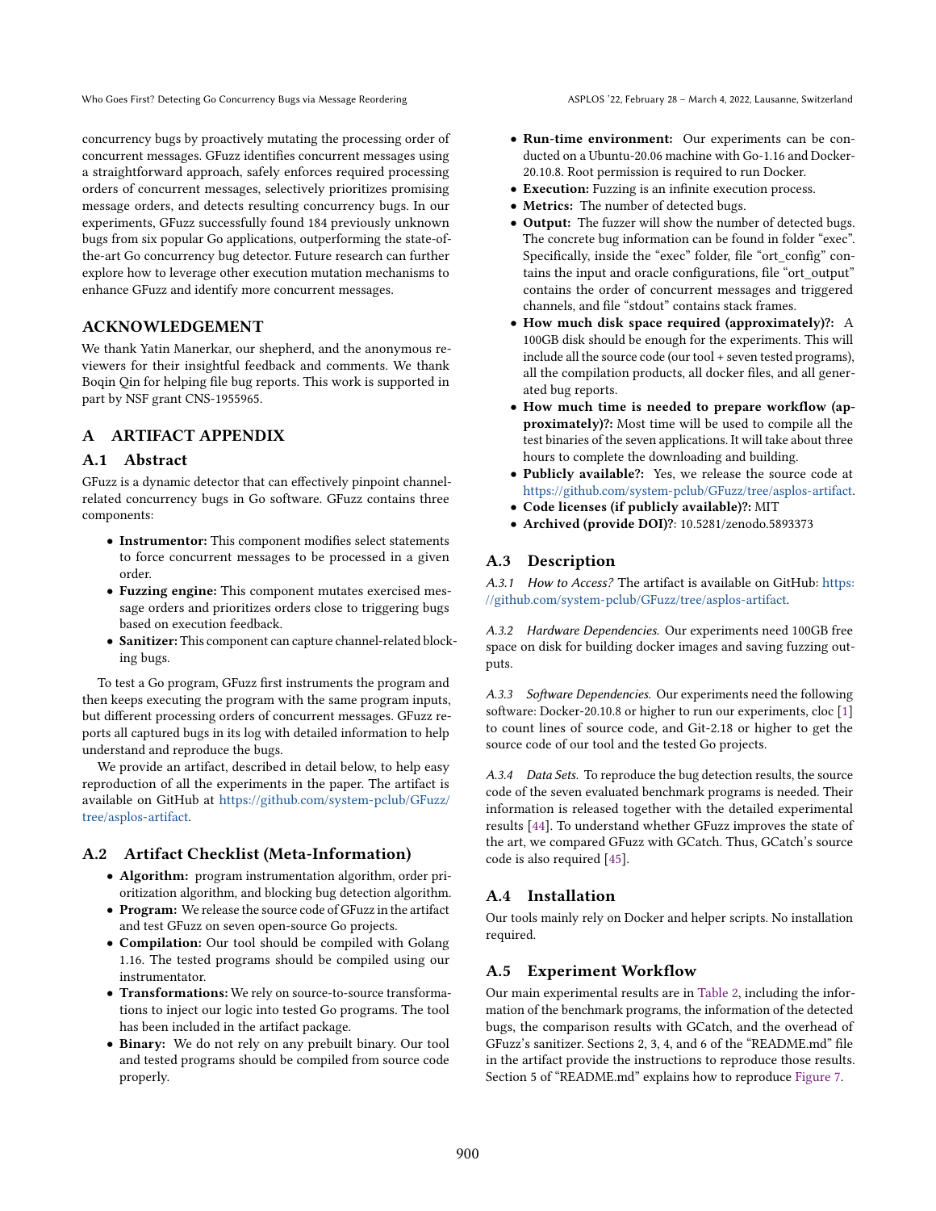concurrency bugs by proactively mutating the processing order of concurrent messages. GFuzz identifies concurrent messages using a straightforward approach, safely enforces required processing orders of concurrent messages, selectively prioritizes promising message orders, and detects resulting concurrency bugs. In our experiments, GFuzz successfully found 184 previously unknown bugs from six popular Go applications, outperforming the state-of-the-art Go concurrency bug detector. Future research can further explore how to leverage other execution mutation mechanisms to enhance GFuzz and identify more concurrent messages.

## ACKNOWLEDGEMENT

We thank Yatin Manerkar, our shepherd, and the anonymous reviewers for their insightful feedback and comments. We thank Boqin Qin for helping file bug reports. This work is supported in part by NSF grant CNS-1955965.

## A ARTIFACT APPENDIX

### A.1 Abstract

GFuzz is a dynamic detector that can effectively pinpoint channel-related concurrency bugs in Go software. GFuzz contains three components:

- **Instrumentor:** This component modifies select statements to force concurrent messages to be processed in a given order.
- **Fuzzing engine:** This component mutates exercised message orders and prioritizes orders close to triggering bugs based on execution feedback.
- **Sanitizer:** This component can capture channel-related blocking bugs.

To test a Go program, GFuzz first instruments the program and then keeps executing the program with the same program inputs, but different processing orders of concurrent messages. GFuzz reports all captured bugs in its log with detailed information to help understand and reproduce the bugs.

We provide an artifact, described in detail below, to help easy reproduction of all the experiments in the paper. The artifact is available on GitHub at https://github.com/system-pclub/GFuzz/tree/asplos-artifact.

### A.2 Artifact Checklist (Meta-Information)

- **Algorithm:** program instrumentation algorithm, order prioritization algorithm, and blocking bug detection algorithm.
- **Program:** We release the source code of GFuzz in the artifact and test GFuzz on seven open-source Go projects.
- **Compilation:** Our tool should be compiled with Golang 1.16. The tested programs should be compiled using our instrumentator.
- **Transformations:** We rely on source-to-source transformations to inject our logic into tested Go programs. The tool has been included in the artifact package.
- **Binary:** We do not rely on any prebuilt binary. Our tool and tested programs should be compiled from source code properly.
- **Run-time environment:** Our experiments can be conducted on a Ubuntu-20.06 machine with Go-1.16 and Docker-20.10.8. Root permission is required to run Docker.
- **Execution:** Fuzzing is an infinite execution process.
- **Metrics:** The number of detected bugs.
- **Output:** The fuzzer will show the number of detected bugs. The concrete bug information can be found in folder "exec". Specifically, inside the "exec" folder, file "ort_config" contains the input and oracle configurations, file "ort_output" contains the order of concurrent messages and triggered channels, and file "stdout" contains stack frames.
- **How much disk space required (approximately)?:** A 100GB disk should be enough for the experiments. This will include all the source code (our tool + seven tested programs), all the compilation products, all docker files, and all generated bug reports.
- **How much time is needed to prepare workflow (approximately)?:** Most time will be used to compile all the test binaries of the seven applications. It will take about three hours to complete the downloading and building.
- **Publicly available?:** Yes, we release the source code at https://github.com/system-pclub/GFuzz/tree/asplos-artifact.
- **Code licenses (if publicly available)?:** MIT
- **Archived (provide DOI)?:** 10.5281/zenodo.5893373

### A.3 Description

*A.3.1 How to Access?* The artifact is available on GitHub: https://github.com/system-pclub/GFuzz/tree/asplos-artifact.

*A.3.2 Hardware Dependencies.* Our experiments need 100GB free space on disk for building docker images and saving fuzzing outputs.

*A.3.3 Software Dependencies.* Our experiments need the following software: Docker-20.10.8 or higher to run our experiments, cloc [1] to count lines of source code, and Git-2.18 or higher to get the source code of our tool and the tested Go projects.

*A.3.4 Data Sets.* To reproduce the bug detection results, the source code of the seven evaluated benchmark programs is needed. Their information is released together with the detailed experimental results [44]. To understand whether GFuzz improves the state of the art, we compared GFuzz with GCatch. Thus, GCatch's source code is also required [45].

### A.4 Installation

Our tools mainly rely on Docker and helper scripts. No installation required.

### A.5 Experiment Workflow

Our main experimental results are in Table 2, including the information of the benchmark programs, the information of the detected bugs, the comparison results with GCatch, and the overhead of GFuzz's sanitizer. Sections 2, 3, 4, and 6 of the "README.md" file in the artifact provide the instructions to reproduce those results. Section 5 of "README.md" explains how to reproduce Figure 7.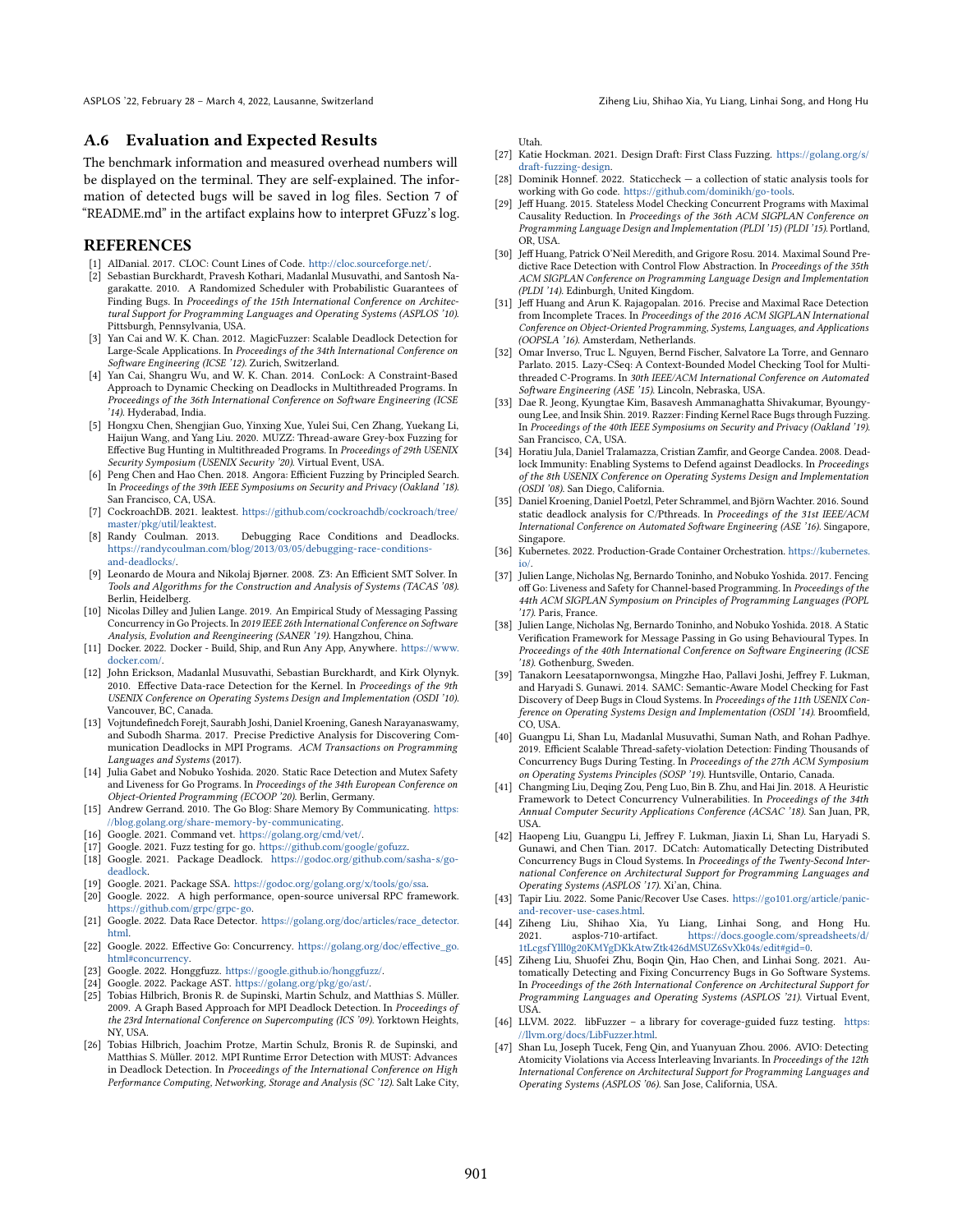## A.6 Evaluation and Expected Results

The benchmark information and measured overhead numbers will be displayed on the terminal. They are self-explained. The information of detected bugs will be saved in log files. Section 7 of "README.md" in the artifact explains how to interpret GFuzz's log.

## REFERENCES

[1] AlDanial. 2017. CLOC: Count Lines of Code. http://cloc.sourceforge.net/.

[2] Sebastian Burckhardt, Pravesh Kothari, Madanlal Musuvathi, and Santosh Nagarakatte. 2010. A Randomized Scheduler with Probabilistic Guarantees of Finding Bugs. In *Proceedings of the 15th International Conference on Architectural Support for Programming Languages and Operating Systems (ASPLOS '10)*. Pittsburgh, Pennsylvania, USA.

[3] Yan Cai and W. K. Chan. 2012. MagicFuzzer: Scalable Deadlock Detection for Large-Scale Applications. In *Proceedings of the 34th International Conference on Software Engineering (ICSE '12)*. Zurich, Switzerland.

[4] Yan Cai, Shangru Wu, and W. K. Chan. 2014. ConLock: A Constraint-Based Approach to Dynamic Checking on Deadlocks in Multithreaded Programs. In *Proceedings of the 36th International Conference on Software Engineering (ICSE '14)*. Hyderabad, India.

[5] Hongxu Chen, Shengjian Guo, Yinxing Xue, Yulei Sui, Cen Zhang, Yuekang Li, Haijun Wang, and Yang Liu. 2020. MUZZ: Thread-aware Grey-box Fuzzing for Effective Bug Hunting in Multithreaded Programs. In *Proceedings of 29th USENIX Security Symposium (USENIX Security '20)*. Virtual Event, USA.

[6] Peng Chen and Hao Chen. 2018. Angora: Efficient Fuzzing by Principled Search. In *Proceedings of the 39th IEEE Symposiums on Security and Privacy (Oakland '18)*. San Francisco, CA, USA.

[7] CockroachDB. 2021. leaktest. https://github.com/cockroachdb/cockroach/tree/master/pkg/util/leaktest.

[8] Randy Coulman. 2013. Debugging Race Conditions and Deadlocks. https://randycoulman.com/blog/2013/03/05/debugging-race-conditions-and-deadlocks/.

[9] Leonardo de Moura and Nikolaj Bjørner. 2008. Z3: An Efficient SMT Solver. In *Tools and Algorithms for the Construction and Analysis of Systems (TACAS '08)*. Berlin, Heidelberg.

[10] Nicolas Dilley and Julien Lange. 2019. An Empirical Study of Messaging Passing Concurrency in Go Projects. In *2019 IEEE 26th International Conference on Software Analysis, Evolution and Reengineering (SANER '19)*. Hangzhou, China.

[11] Docker. 2022. Docker - Build, Ship, and Run Any App, Anywhere. https://www.docker.com/.

[12] John Erickson, Madanlal Musuvathi, Sebastian Burckhardt, and Kirk Olynyk. 2010. Effective Data-race Detection for the Kernel. In *Proceedings of the 9th USENIX Conference on Operating Systems Design and Implementation (OSDI '10)*. Vancouver, BC, Canada.

[13] Vojtundefinedch Forejt, Saurabh Joshi, Daniel Kroening, Ganesh Narayanaswamy, and Subodh Sharma. 2017. Precise Predictive Analysis for Discovering Communication Deadlocks in MPI Programs. *ACM Transactions on Programming Languages and Systems* (2017).

[14] Julia Gabet and Nobuko Yoshida. 2020. Static Race Detection and Mutex Safety and Liveness for Go Programs. In *Proceedings of the 34th European Conference on Object-Oriented Programming (ECOOP '20)*. Berlin, Germany.

[15] Andrew Gerrand. 2010. The Go Blog: Share Memory By Communicating. https://blog.golang.org/share-memory-by-communicating.

[16] Google. 2021. Command vet. https://golang.org/cmd/vet/.

[17] Google. 2021. Fuzz testing for go. https://github.com/google/gofuzz.

[18] Google. 2021. Package Deadlock. https://godoc.org/github.com/sasha-s/go-deadlock.

[19] Google. 2021. Package SSA. https://godoc.org/golang.org/x/tools/go/ssa.

[20] Google. 2022. A high performance, open-source universal RPC framework. https://github.com/grpc/grpc-go.

[21] Google. 2022. Data Race Detector. https://golang.org/doc/articles/race_detector.html.

[22] Google. 2022. Effective Go: Concurrency. https://golang.org/doc/effective_go.html#concurrency.

[23] Google. 2022. Honggfuzz. https://google.github.io/honggfuzz/.

[24] Google. 2022. Package AST. https://golang.org/pkg/go/ast/.

[25] Tobias Hilbrich, Bronis R. de Supinski, Martin Schulz, and Matthias S. Müller. 2009. A Graph Based Approach for MPI Deadlock Detection. In *Proceedings of the 23rd International Conference on Supercomputing (ICS '09)*. Yorktown Heights, NY, USA.

[26] Tobias Hilbrich, Joachim Protze, Martin Schulz, Bronis R. de Supinski, and Matthias S. Müller. 2012. MPI Runtime Error Detection with MUST: Advances in Deadlock Detection. In *Proceedings of the International Conference on High Performance Computing, Networking, Storage and Analysis (SC '12)*. Salt Lake City, Utah.

[27] Katie Hockman. 2021. Design Draft: First Class Fuzzing. https://golang.org/s/draft-fuzzing-design.

[28] Dominik Honnef. 2022. Staticcheck — a collection of static analysis tools for working with Go code. https://github.com/dominikh/go-tools.

[29] Jeff Huang. 2015. Stateless Model Checking Concurrent Programs with Maximal Causality Reduction. In *Proceedings of the 36th ACM SIGPLAN Conference on Programming Language Design and Implementation (PLDI '15) (PLDI '15)*. Portland, OR, USA.

[30] Jeff Huang, Patrick O'Neil Meredith, and Grigore Rosu. 2014. Maximal Sound Predictive Race Detection with Control Flow Abstraction. In *Proceedings of the 35th ACM SIGPLAN Conference on Programming Language Design and Implementation (PLDI '14)*. Edinburgh, United Kingdom.

[31] Jeff Huang and Arun K. Rajagopalan. 2016. Precise and Maximal Race Detection from Incomplete Traces. In *Proceedings of the 2016 ACM SIGPLAN International Conference on Object-Oriented Programming, Systems, Languages, and Applications (OOPSLA '16)*. Amsterdam, Netherlands.

[32] Omar Inverso, Truc L. Nguyen, Bernd Fischer, Salvatore La Torre, and Gennaro Parlato. 2015. Lazy-CSeq: A Context-Bounded Model Checking Tool for Multi-threaded C-Programs. In *30th IEEE/ACM International Conference on Automated Software Engineering (ASE '15)*. Lincoln, Nebraska, USA.

[33] Dae R. Jeong, Kyungtae Kim, Basavesh Ammanaghatta Shivakumar, Byoungyoung Lee, and Insik Shin. 2019. Razzer: Finding Kernel Race Bugs through Fuzzing. In *Proceedings of the 40th IEEE Symposiums on Security and Privacy (Oakland '19)*. San Francisco, CA, USA.

[34] Horatiu Jula, Daniel Tralamazza, Cristian Zamfir, and George Candea. 2008. Deadlock Immunity: Enabling Systems to Defend against Deadlocks. In *Proceedings of the 8th USENIX Conference on Operating Systems Design and Implementation (OSDI '08)*. San Diego, California.

[35] Daniel Kroening, Daniel Poetzl, Peter Schrammel, and Björn Wachter. 2016. Sound static deadlock analysis for C/Pthreads. In *Proceedings of the 31st IEEE/ACM International Conference on Automated Software Engineering (ASE '16)*. Singapore, Singapore.

[36] Kubernetes. 2022. Production-Grade Container Orchestration. https://kubernetes.io/.

[37] Julien Lange, Nicholas Ng, Bernardo Toninho, and Nobuko Yoshida. 2017. Fencing off Go: Liveness and Safety for Channel-based Programming. In *Proceedings of the 44th ACM SIGPLAN Symposium on Principles of Programming Languages (POPL '17)*. Paris, France.

[38] Julien Lange, Nicholas Ng, Bernardo Toninho, and Nobuko Yoshida. 2018. A Static Verification Framework for Message Passing in Go using Behavioural Types. In *Proceedings of the 40th International Conference on Software Engineering (ICSE '18)*. Gothenburg, Sweden.

[39] Tanakorn Leesatapornwongsa, Mingzhe Hao, Pallavi Joshi, Jeffrey F. Lukman, and Haryadi S. Gunawi. 2014. SAMC: Semantic-Aware Model Checking for Fast Discovery of Deep Bugs in Cloud Systems. In *Proceedings of the 11th USENIX Conference on Operating Systems Design and Implementation (OSDI '14)*. Broomfield, CO, USA.

[40] Guangpu Li, Shan Lu, Madanlal Musuvathi, Suman Nath, and Rohan Padhye. 2019. Efficient Scalable Thread-safety-violation Detection: Finding Thousands of Concurrency Bugs During Testing. In *Proceedings of the 27th ACM Symposium on Operating Systems Principles (SOSP '19)*. Huntsville, Ontario, Canada.

[41] Changming Liu, Deqing Zou, Peng Luo, Bin B. Zhu, and Hai Jin. 2018. A Heuristic Framework to Detect Concurrency Vulnerabilities. In *Proceedings of the 34th Annual Computer Security Applications Conference (ACSAC '18)*. San Juan, PR, USA.

[42] Haopeng Liu, Guangpu Li, Jeffrey F. Lukman, Jiaxin Li, Shan Lu, Haryadi S. Gunawi, and Chen Tian. 2017. DCatch: Automatically Detecting Distributed Concurrency Bugs in Cloud Systems. In *Proceedings of the Twenty-Second International Conference on Architectural Support for Programming Languages and Operating Systems (ASPLOS '17)*. Xi'an, China.

[43] Tapir Liu. 2022. Some Panic/Recover Use Cases. https://go101.org/article/panic-and-recover-use-cases.html.

[44] Ziheng Liu, Shihao Xia, Yu Liang, Linhai Song, and Hong Hu. 2021. asplos-710-artifact. https://docs.google.com/spreadsheets/d/1tLcgsfYlll0g20KMYgDKkAtwZtk426dMSUZ6SvXk04s/edit#gid=0.

[45] Ziheng Liu, Shuofei Zhu, Boqin Qin, Hao Chen, and Linhai Song. 2021. Automatically Detecting and Fixing Concurrency Bugs in Go Software Systems. In *Proceedings of the 26th International Conference on Architectural Support for Programming Languages and Operating Systems (ASPLOS '21)*. Virtual Event, USA.

[46] LLVM. 2022. libFuzzer – a library for coverage-guided fuzz testing. https://llvm.org/docs/LibFuzzer.html.

[47] Shan Lu, Joseph Tucek, Feng Qin, and Yuanyuan Zhou. 2006. AVIO: Detecting Atomicity Violations via Access Interleaving Invariants. In *Proceedings of the 12th International Conference on Architectural Support for Programming Languages and Operating Systems (ASPLOS '06)*. San Jose, California, USA.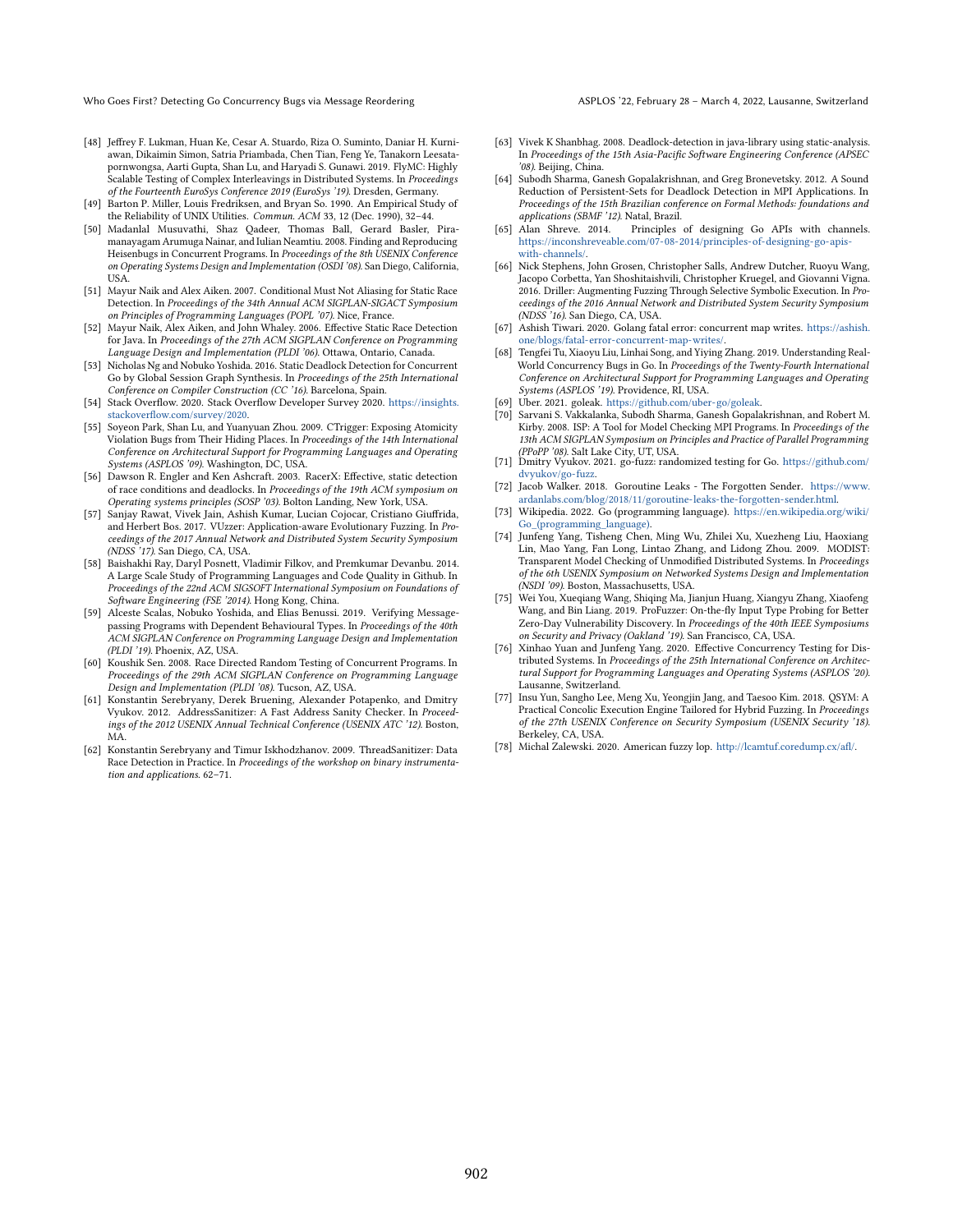[48] Jeffrey F. Lukman, Huan Ke, Cesar A. Stuardo, Riza O. Suminto, Daniar H. Kurniawan, Dikaimin Simon, Satria Priambada, Chen Tian, Feng Ye, Tanakorn Leesatapornwongsa, Aarti Gupta, Shan Lu, and Haryadi S. Gunawi. 2019. FlyMC: Highly Scalable Testing of Complex Interleavings in Distributed Systems. In *Proceedings of the Fourteenth EuroSys Conference 2019 (EuroSys '19)*. Dresden, Germany.

[49] Barton P. Miller, Louis Fredriksen, and Bryan So. 1990. An Empirical Study of the Reliability of UNIX Utilities. *Commun. ACM* 33, 12 (Dec. 1990), 32–44.

[50] Madanlal Musuvathi, Shaz Qadeer, Thomas Ball, Gerard Basler, Piramanayagam Arumuga Nainar, and Iulian Neamtiu. 2008. Finding and Reproducing Heisenbugs in Concurrent Programs. In *Proceedings of the 8th USENIX Conference on Operating Systems Design and Implementation (OSDI '08)*. San Diego, California, USA.

[51] Mayur Naik and Alex Aiken. 2007. Conditional Must Not Aliasing for Static Race Detection. In *Proceedings of the 34th Annual ACM SIGPLAN-SIGACT Symposium on Principles of Programming Languages (POPL '07)*. Nice, France.

[52] Mayur Naik, Alex Aiken, and John Whaley. 2006. Effective Static Race Detection for Java. In *Proceedings of the 27th ACM SIGPLAN Conference on Programming Language Design and Implementation (PLDI '06)*. Ottawa, Ontario, Canada.

[53] Nicholas Ng and Nobuko Yoshida. 2016. Static Deadlock Detection for Concurrent Go by Global Session Graph Synthesis. In *Proceedings of the 25th International Conference on Compiler Construction (CC '16)*. Barcelona, Spain.

[54] Stack Overflow. 2020. Stack Overflow Developer Survey 2020. https://insights.stackoverflow.com/survey/2020.

[55] Soyeon Park, Shan Lu, and Yuanyuan Zhou. 2009. CTrigger: Exposing Atomicity Violation Bugs from Their Hiding Places. In *Proceedings of the 14th International Conference on Architectural Support for Programming Languages and Operating Systems (ASPLOS '09)*. Washington, DC, USA.

[56] Dawson R. Engler and Ken Ashcraft. 2003. RacerX: Effective, static detection of race conditions and deadlocks. In *Proceedings of the 19th ACM symposium on Operating systems principles (SOSP '03)*. Bolton Landing, New York, USA.

[57] Sanjay Rawat, Vivek Jain, Ashish Kumar, Lucian Cojocar, Cristiano Giuffrida, and Herbert Bos. 2017. VUzzer: Application-aware Evolutionary Fuzzing. In *Proceedings of the 2017 Annual Network and Distributed System Security Symposium (NDSS '17)*. San Diego, CA, USA.

[58] Baishakhi Ray, Daryl Posnett, Vladimir Filkov, and Premkumar Devanbu. 2014. A Large Scale Study of Programming Languages and Code Quality in Github. In *Proceedings of the 22nd ACM SIGSOFT International Symposium on Foundations of Software Engineering (FSE '2014)*. Hong Kong, China.

[59] Alceste Scalas, Nobuko Yoshida, and Elias Benussi. 2019. Verifying Message-passing Programs with Dependent Behavioural Types. In *Proceedings of the 40th ACM SIGPLAN Conference on Programming Language Design and Implementation (PLDI '19)*. Phoenix, AZ, USA.

[60] Koushik Sen. 2008. Race Directed Random Testing of Concurrent Programs. In *Proceedings of the 29th ACM SIGPLAN Conference on Programming Language Design and Implementation (PLDI '08)*. Tucson, AZ, USA.

[61] Konstantin Serebryany, Derek Bruening, Alexander Potapenko, and Dmitry Vyukov. 2012. AddressSanitizer: A Fast Address Sanity Checker. In *Proceedings of the 2012 USENIX Annual Technical Conference (USENIX ATC '12)*. Boston, MA.

[62] Konstantin Serebryany and Timur Iskhodzhanov. 2009. ThreadSanitizer: Data Race Detection in Practice. In *Proceedings of the workshop on binary instrumentation and applications*. 62–71.

[63] Vivek K Shanbhag. 2008. Deadlock-detection in java-library using static-analysis. In *Proceedings of the 15th Asia-Pacific Software Engineering Conference (APSEC '08)*. Beijing, China.

[64] Subodh Sharma, Ganesh Gopalakrishnan, and Greg Bronevetsky. 2012. A Sound Reduction of Persistent-Sets for Deadlock Detection in MPI Applications. In *Proceedings of the 15th Brazilian conference on Formal Methods: foundations and applications (SBMF '12)*. Natal, Brazil.

[65] Alan Shreve. 2014. Principles of designing Go APIs with channels. https://inconshreveable.com/07-08-2014/principles-of-designing-go-apis-with-channels/.

[66] Nick Stephens, John Grosen, Christopher Salls, Andrew Dutcher, Ruoyu Wang, Jacopo Corbetta, Yan Shoshitaishvili, Christopher Kruegel, and Giovanni Vigna. 2016. Driller: Augmenting Fuzzing Through Selective Symbolic Execution. In *Proceedings of the 2016 Annual Network and Distributed System Security Symposium (NDSS '16)*. San Diego, CA, USA.

[67] Ashish Tiwari. 2020. Golang fatal error: concurrent map writes. https://ashish.one/blogs/fatal-error-concurrent-map-writes/.

[68] Tengfei Tu, Xiaoyu Liu, Linhai Song, and Yiying Zhang. 2019. Understanding Real-World Concurrency Bugs in Go. In *Proceedings of the Twenty-Fourth International Conference on Architectural Support for Programming Languages and Operating Systems (ASPLOS '19)*. Providence, RI, USA.

[69] Uber. 2021. goleak. https://github.com/uber-go/goleak.

[70] Sarvani S. Vakkalanka, Subodh Sharma, Ganesh Gopalakrishnan, and Robert M. Kirby. 2008. ISP: A Tool for Model Checking MPI Programs. In *Proceedings of the 13th ACM SIGPLAN Symposium on Principles and Practice of Parallel Programming (PPoPP '08)*. Salt Lake City, UT, USA.

[71] Dmitry Vyukov. 2021. go-fuzz: randomized testing for Go. https://github.com/dvyukov/go-fuzz.

[72] Jacob Walker. 2018. Goroutine Leaks - The Forgotten Sender. https://www.ardanlabs.com/blog/2018/11/goroutine-leaks-the-forgotten-sender.html.

[73] Wikipedia. 2022. Go (programming language). https://en.wikipedia.org/wiki/Go_(programming_language).

[74] Junfeng Yang, Tisheng Chen, Ming Wu, Zhilei Xu, Xuezheng Liu, Haoxiang Lin, Mao Yang, Fan Long, Lintao Zhang, and Lidong Zhou. 2009. MODIST: Transparent Model Checking of Unmodified Distributed Systems. In *Proceedings of the 6th USENIX Symposium on Networked Systems Design and Implementation (NSDI '09)*. Boston, Massachusetts, USA.

[75] Wei You, Xueqiang Wang, Shiqing Ma, Jianjun Huang, Xiangyu Zhang, Xiaofeng Wang, and Bin Liang. 2019. ProFuzzer: On-the-fly Input Type Probing for Better Zero-Day Vulnerability Discovery. In *Proceedings of the 40th IEEE Symposiums on Security and Privacy (Oakland '19)*. San Francisco, CA, USA.

[76] Xinhao Yuan and Junfeng Yang. 2020. Effective Concurrency Testing for Distributed Systems. In *Proceedings of the 25th International Conference on Architectural Support for Programming Languages and Operating Systems (ASPLOS '20)*. Lausanne, Switzerland.

[77] Insu Yun, Sangho Lee, Meng Xu, Yeongjin Jang, and Taesoo Kim. 2018. QSYM: A Practical Concolic Execution Engine Tailored for Hybrid Fuzzing. In *Proceedings of the 27th USENIX Conference on Security Symposium (USENIX Security '18)*. Berkeley, CA, USA.

[78] Michal Zalewski. 2020. American fuzzy lop. http://lcamtuf.coredump.cx/afl/.